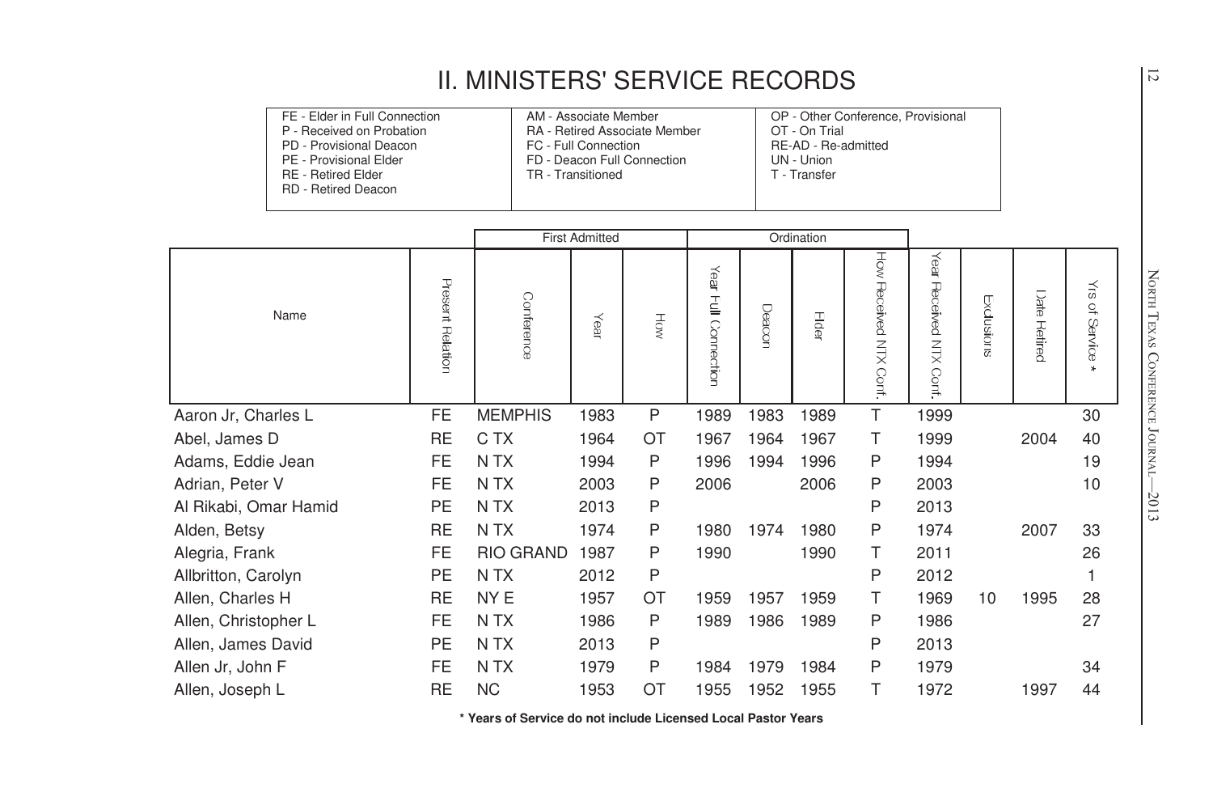# II. MINISTERS' SERVICE RECORDS

| | | |
|---|---|---|
| FE - Elder in Full Connection | AM - Associate Member | OP - Other Conference, Provisional |
| P - Received on Probation | RA - Retired Associate Member | OT - On Trial |
| PD - Provisional Deacon | FC - Full Connection | RE-AD - Re-admitted |
| PE - Provisional Elder | FD - Deacon Full Connection | UN - Union |
| RE - Retired Elder | TR - Transitioned | T - Transfer |
| RD - Retired Deacon | | |

| | | First Admitted | | | Ordination | | | | | | | |
|---|---|---|---|---|---|---|---|---|---|---|---|---|
| Name | Present Relation | Conference | Year | How | Year Full Connection | Deacon | Elder | How Received NTX Conf. | Year Received NTX Conf. | Exclusions | Date Retired | Yrs of Service * |
| Aaron Jr, Charles L | FE | MEMPHIS | 1983 | P | 1989 | 1983 | 1989 | T | 1999 | | | 30 |
| Abel, James D | RE | C TX | 1964 | OT | 1967 | 1964 | 1967 | T | 1999 | | 2004 | 40 |
| Adams, Eddie Jean | FE | N TX | 1994 | P | 1996 | 1994 | 1996 | P | 1994 | | | 19 |
| Adrian, Peter V | FE | N TX | 2003 | P | 2006 | | 2006 | P | 2003 | | | 10 |
| Al Rikabi, Omar Hamid | PE | N TX | 2013 | P | | | | P | 2013 | | | |
| Alden, Betsy | RE | N TX | 1974 | P | 1980 | 1974 | 1980 | P | 1974 | | 2007 | 33 |
| Alegria, Frank | FE | RIO GRAND | 1987 | P | 1990 | | 1990 | T | 2011 | | | 26 |
| Allbritton, Carolyn | PE | N TX | 2012 | P | | | | P | 2012 | | | 1 |
| Allen, Charles H | RE | NY E | 1957 | OT | 1959 | 1957 | 1959 | T | 1969 | 10 | 1995 | 28 |
| Allen, Christopher L | FE | N TX | 1986 | P | 1989 | 1986 | 1989 | P | 1986 | | | 27 |
| Allen, James David | PE | N TX | 2013 | P | | | | P | 2013 | | | |
| Allen Jr, John F | FE | N TX | 1979 | P | 1984 | 1979 | 1984 | P | 1979 | | | 34 |
| Allen, Joseph L | RE | NC | 1953 | OT | 1955 | 1952 | 1955 | T | 1972 | | 1997 | 44 |

**\* Years of Service do not include Licensed Local Pastor Years**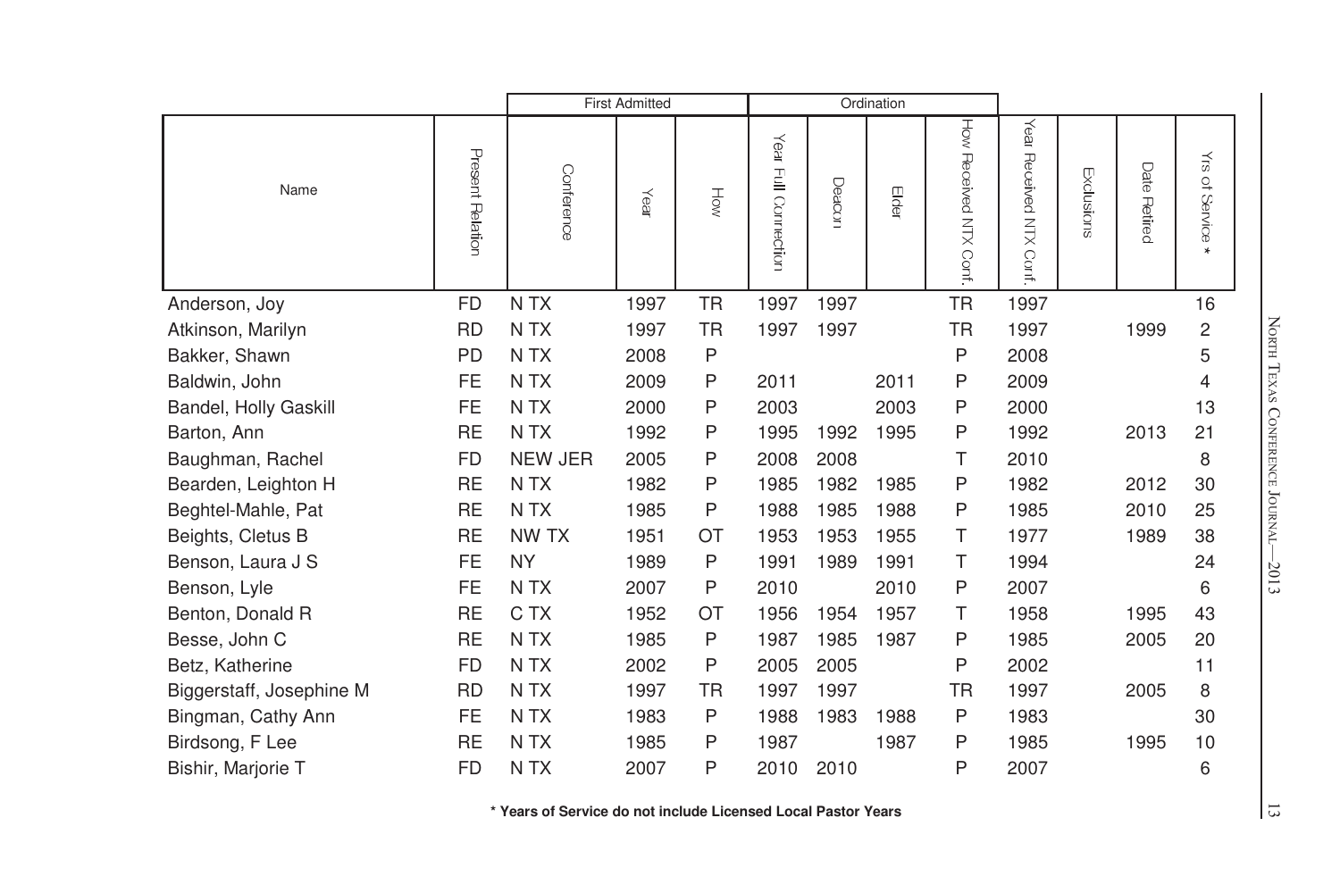| Name | Present Relation | First Admitted | | | Ordination | | | | | | | |
|---|---|---|---|---|---|---|---|---|---|---|---|---|
| | | Conference | Year | How | Year Full Connection | Deacon | Elder | How Received NTX Conf. | Year Received NTX Conf. | Exclusions | Date Retired | Yrs of Service * |
| Anderson, Joy | FD | N TX | 1997 | TR | 1997 | 1997 | | TR | 1997 | | | 16 |
| Atkinson, Marilyn | RD | N TX | 1997 | TR | 1997 | 1997 | | TR | 1997 | | 1999 | 2 |
| Bakker, Shawn | PD | N TX | 2008 | P | | | | P | 2008 | | | 5 |
| Baldwin, John | FE | N TX | 2009 | P | 2011 | | 2011 | P | 2009 | | | 4 |
| Bandel, Holly Gaskill | FE | N TX | 2000 | P | 2003 | | 2003 | P | 2000 | | | 13 |
| Barton, Ann | RE | N TX | 1992 | P | 1995 | 1992 | 1995 | P | 1992 | | 2013 | 21 |
| Baughman, Rachel | FD | NEW JER | 2005 | P | 2008 | 2008 | | T | 2010 | | | 8 |
| Bearden, Leighton H | RE | N TX | 1982 | P | 1985 | 1982 | 1985 | P | 1982 | | 2012 | 30 |
| Beghtel-Mahle, Pat | RE | N TX | 1985 | P | 1988 | 1985 | 1988 | P | 1985 | | 2010 | 25 |
| Beights, Cletus B | RE | NW TX | 1951 | OT | 1953 | 1953 | 1955 | T | 1977 | | 1989 | 38 |
| Benson, Laura J S | FE | NY | 1989 | P | 1991 | 1989 | 1991 | T | 1994 | | | 24 |
| Benson, Lyle | FE | N TX | 2007 | P | 2010 | | 2010 | P | 2007 | | | 6 |
| Benton, Donald R | RE | C TX | 1952 | OT | 1956 | 1954 | 1957 | T | 1958 | | 1995 | 43 |
| Besse, John C | RE | N TX | 1985 | P | 1987 | 1985 | 1987 | P | 1985 | | 2005 | 20 |
| Betz, Katherine | FD | N TX | 2002 | P | 2005 | 2005 | | P | 2002 | | | 11 |
| Biggerstaff, Josephine M | RD | N TX | 1997 | TR | 1997 | 1997 | | TR | 1997 | | 2005 | 8 |
| Bingman, Cathy Ann | FE | N TX | 1983 | P | 1988 | 1983 | 1988 | P | 1983 | | | 30 |
| Birdsong, F Lee | RE | N TX | 1985 | P | 1987 | | 1987 | P | 1985 | | 1995 | 10 |
| Bishir, Marjorie T | FD | N TX | 2007 | P | 2010 | 2010 | | P | 2007 | | | 6 |

**\* Years of Service do not include Licensed Local Pastor Years**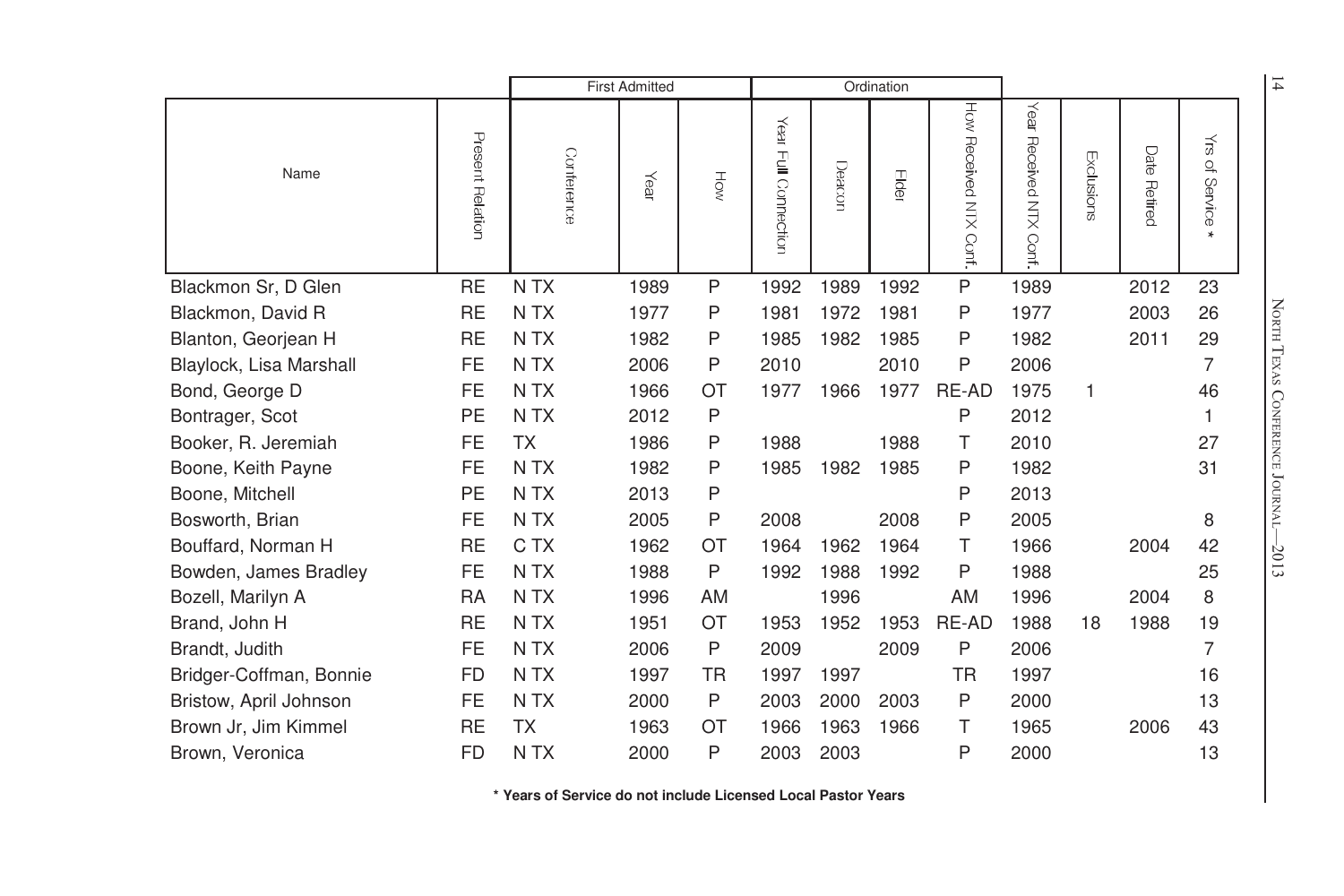| Name | Present Relation | First Admitted | | | Ordination | | | | Year Received NTX Conf. | Exclusions | Date Retired | Yrs of Service * |
|---|---|---|---|---|---|---|---|---|---|---|---|---|
| | | Conference | Year | How | Year Full Connection | Deacon | Elder | How Received NTX Conf. | | | | |
| Blackmon Sr, D Glen | RE | N TX | 1989 | P | 1992 | 1989 | 1992 | P | 1989 | | 2012 | 23 |
| Blackmon, David R | RE | N TX | 1977 | P | 1981 | 1972 | 1981 | P | 1977 | | 2003 | 26 |
| Blanton, Georjean H | RE | N TX | 1982 | P | 1985 | 1982 | 1985 | P | 1982 | | 2011 | 29 |
| Blaylock, Lisa Marshall | FE | N TX | 2006 | P | 2010 | | 2010 | P | 2006 | | | 7 |
| Bond, George D | FE | N TX | 1966 | OT | 1977 | 1966 | 1977 | RE-AD | 1975 | 1 | | 46 |
| Bontrager, Scot | PE | N TX | 2012 | P | | | | P | 2012 | | | 1 |
| Booker, R. Jeremiah | FE | TX | 1986 | P | 1988 | | 1988 | T | 2010 | | | 27 |
| Boone, Keith Payne | FE | N TX | 1982 | P | 1985 | 1982 | 1985 | P | 1982 | | | 31 |
| Boone, Mitchell | PE | N TX | 2013 | P | | | | P | 2013 | | | |
| Bosworth, Brian | FE | N TX | 2005 | P | 2008 | | 2008 | P | 2005 | | | 8 |
| Bouffard, Norman H | RE | C TX | 1962 | OT | 1964 | 1962 | 1964 | T | 1966 | | 2004 | 42 |
| Bowden, James Bradley | FE | N TX | 1988 | P | 1992 | 1988 | 1992 | P | 1988 | | | 25 |
| Bozell, Marilyn A | RA | N TX | 1996 | AM | | 1996 | | AM | 1996 | | 2004 | 8 |
| Brand, John H | RE | N TX | 1951 | OT | 1953 | 1952 | 1953 | RE-AD | 1988 | 18 | 1988 | 19 |
| Brandt, Judith | FE | N TX | 2006 | P | 2009 | | 2009 | P | 2006 | | | 7 |
| Bridger-Coffman, Bonnie | FD | N TX | 1997 | TR | 1997 | 1997 | | TR | 1997 | | | 16 |
| Bristow, April Johnson | FE | N TX | 2000 | P | 2003 | 2000 | 2003 | P | 2000 | | | 13 |
| Brown Jr, Jim Kimmel | RE | TX | 1963 | OT | 1966 | 1963 | 1966 | T | 1965 | | 2006 | 43 |
| Brown, Veronica | FD | N TX | 2000 | P | 2003 | 2003 | | P | 2000 | | | 13 |

**\* Years of Service do not include Licensed Local Pastor Years**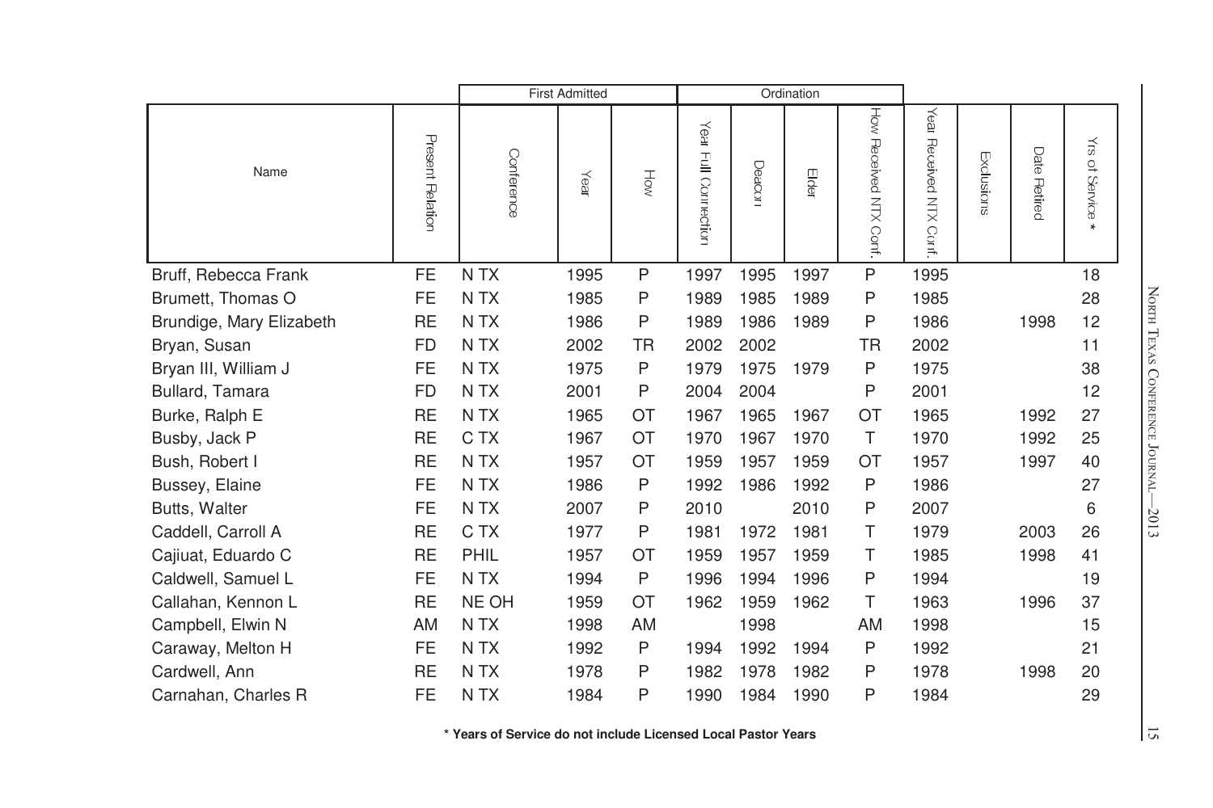| Name | Present Relation | First Admitted | | | Ordination | | | | | | | |
|---|---|---|---|---|---|---|---|---|---|---|---|---|
| | | Conference | Year | How | Year Full Connection | Deacon | Elder | How Received NTX Conf. | Year Received NTX Conf. | Exclusions | Date Retired | Yrs of Service * |
| Bruff, Rebecca Frank | FE | N TX | 1995 | P | 1997 | 1995 | 1997 | P | 1995 | | | 18 |
| Brumett, Thomas O | FE | N TX | 1985 | P | 1989 | 1985 | 1989 | P | 1985 | | | 28 |
| Brundige, Mary Elizabeth | RE | N TX | 1986 | P | 1989 | 1986 | 1989 | P | 1986 | | 1998 | 12 |
| Bryan, Susan | FD | N TX | 2002 | TR | 2002 | 2002 | | TR | 2002 | | | 11 |
| Bryan III, William J | FE | N TX | 1975 | P | 1979 | 1975 | 1979 | P | 1975 | | | 38 |
| Bullard, Tamara | FD | N TX | 2001 | P | 2004 | 2004 | | P | 2001 | | | 12 |
| Burke, Ralph E | RE | N TX | 1965 | OT | 1967 | 1965 | 1967 | OT | 1965 | | 1992 | 27 |
| Busby, Jack P | RE | C TX | 1967 | OT | 1970 | 1967 | 1970 | T | 1970 | | 1992 | 25 |
| Bush, Robert I | RE | N TX | 1957 | OT | 1959 | 1957 | 1959 | OT | 1957 | | 1997 | 40 |
| Bussey, Elaine | FE | N TX | 1986 | P | 1992 | 1986 | 1992 | P | 1986 | | | 27 |
| Butts, Walter | FE | N TX | 2007 | P | 2010 | | 2010 | P | 2007 | | | 6 |
| Caddell, Carroll A | RE | C TX | 1977 | P | 1981 | 1972 | 1981 | T | 1979 | | 2003 | 26 |
| Cajiuat, Eduardo C | RE | PHIL | 1957 | OT | 1959 | 1957 | 1959 | T | 1985 | | 1998 | 41 |
| Caldwell, Samuel L | FE | N TX | 1994 | P | 1996 | 1994 | 1996 | P | 1994 | | | 19 |
| Callahan, Kennon L | RE | NE OH | 1959 | OT | 1962 | 1959 | 1962 | T | 1963 | | 1996 | 37 |
| Campbell, Elwin N | AM | N TX | 1998 | AM | | 1998 | | AM | 1998 | | | 15 |
| Caraway, Melton H | FE | N TX | 1992 | P | 1994 | 1992 | 1994 | P | 1992 | | | 21 |
| Cardwell, Ann | RE | N TX | 1978 | P | 1982 | 1978 | 1982 | P | 1978 | | 1998 | 20 |
| Carnahan, Charles R | FE | N TX | 1984 | P | 1990 | 1984 | 1990 | P | 1984 | | | 29 |

**\* Years of Service do not include Licensed Local Pastor Years**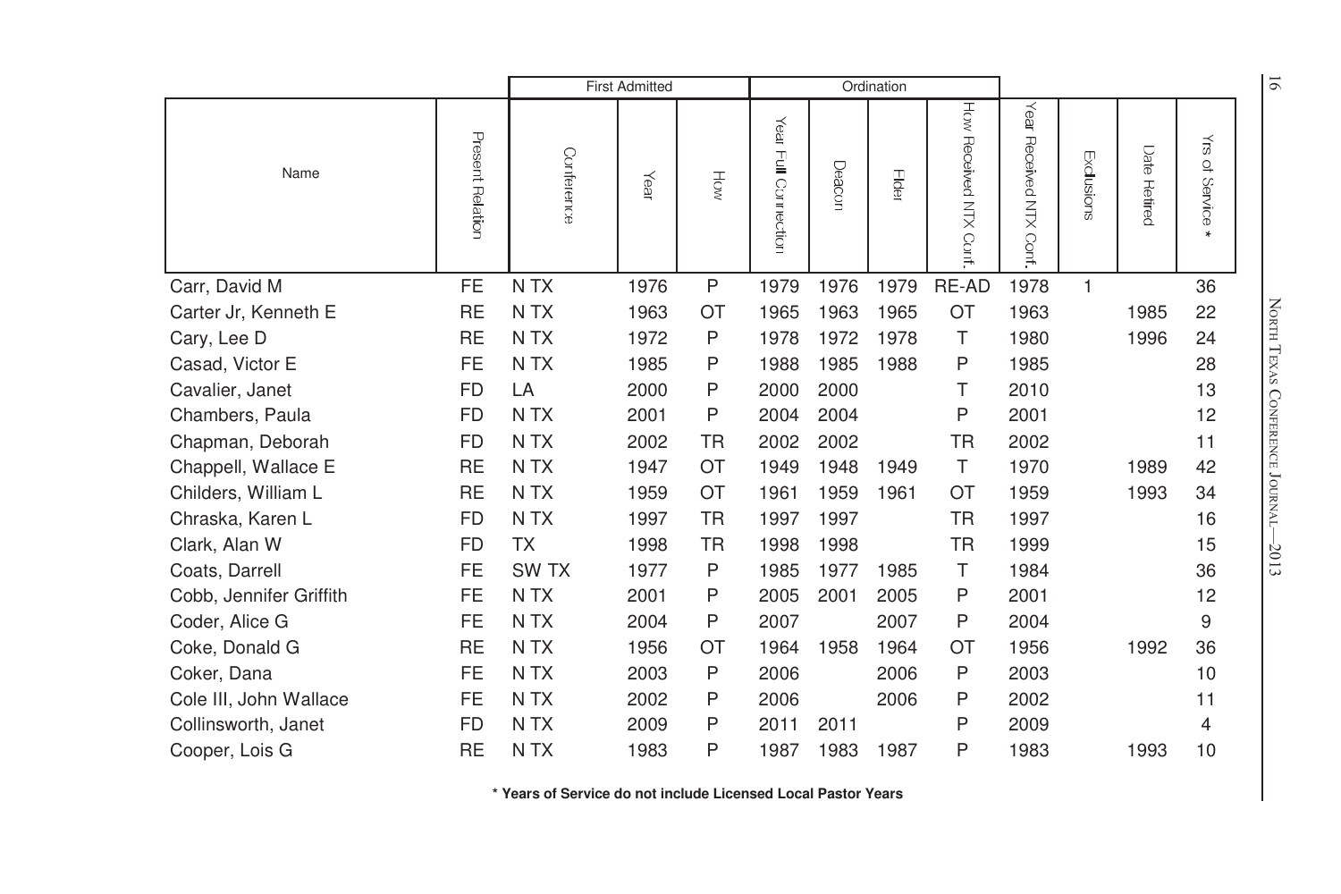| | | First Admitted | | | Ordination | | | | | | | |
|---|---|---|---|---|---|---|---|---|---|---|---|---|
| Name | Present Relation | Conference | Year | How | Year Full Connection | Deacon | Elder | How Received NTX Conf. | Year Received NTX Conf. | Exclusions | Date Retired | Yrs of Service * |
| Carr, David M | FE | N TX | 1976 | P | 1979 | 1976 | 1979 | RE-AD | 1978 | 1 | | 36 |
| Carter Jr, Kenneth E | RE | N TX | 1963 | OT | 1965 | 1963 | 1965 | OT | 1963 | | 1985 | 22 |
| Cary, Lee D | RE | N TX | 1972 | P | 1978 | 1972 | 1978 | T | 1980 | | 1996 | 24 |
| Casad, Victor E | FE | N TX | 1985 | P | 1988 | 1985 | 1988 | P | 1985 | | | 28 |
| Cavalier, Janet | FD | LA | 2000 | P | 2000 | 2000 | | T | 2010 | | | 13 |
| Chambers, Paula | FD | N TX | 2001 | P | 2004 | 2004 | | P | 2001 | | | 12 |
| Chapman, Deborah | FD | N TX | 2002 | TR | 2002 | 2002 | | TR | 2002 | | | 11 |
| Chappell, Wallace E | RE | N TX | 1947 | OT | 1949 | 1948 | 1949 | T | 1970 | | 1989 | 42 |
| Childers, William L | RE | N TX | 1959 | OT | 1961 | 1959 | 1961 | OT | 1959 | | 1993 | 34 |
| Chraska, Karen L | FD | N TX | 1997 | TR | 1997 | 1997 | | TR | 1997 | | | 16 |
| Clark, Alan W | FD | TX | 1998 | TR | 1998 | 1998 | | TR | 1999 | | | 15 |
| Coats, Darrell | FE | SW TX | 1977 | P | 1985 | 1977 | 1985 | T | 1984 | | | 36 |
| Cobb, Jennifer Griffith | FE | N TX | 2001 | P | 2005 | 2001 | 2005 | P | 2001 | | | 12 |
| Coder, Alice G | FE | N TX | 2004 | P | 2007 | | 2007 | P | 2004 | | | 9 |
| Coke, Donald G | RE | N TX | 1956 | OT | 1964 | 1958 | 1964 | OT | 1956 | | 1992 | 36 |
| Coker, Dana | FE | N TX | 2003 | P | 2006 | | 2006 | P | 2003 | | | 10 |
| Cole III, John Wallace | FE | N TX | 2002 | P | 2006 | | 2006 | P | 2002 | | | 11 |
| Collinsworth, Janet | FD | N TX | 2009 | P | 2011 | 2011 | | P | 2009 | | | 4 |
| Cooper, Lois G | RE | N TX | 1983 | P | 1987 | 1983 | 1987 | P | 1983 | | 1993 | 10 |

**\* Years of Service do not include Licensed Local Pastor Years**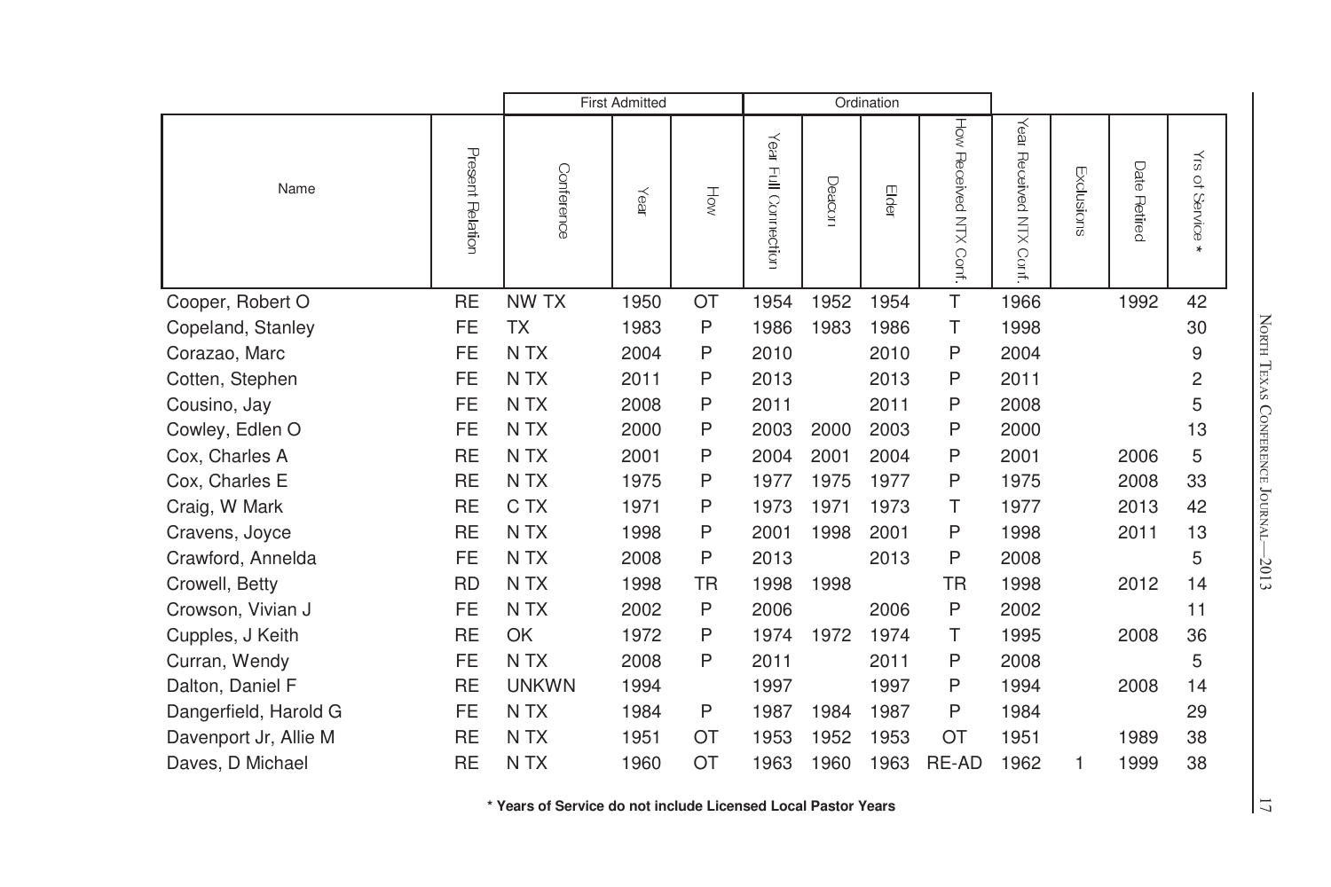| Name | Present Relation | First Admitted | | | Ordination | | | | | | | |
|---|---|---|---|---|---|---|---|---|---|---|---|---|
| | | Conference | Year | How | Year Full Connection | Deacon | Elder | How Received NTX Conf. | Year Received NTX Conf. | Exclusions | Date Retired | Yrs of Service * |
| Cooper, Robert O | RE | NW TX | 1950 | OT | 1954 | 1952 | 1954 | T | 1966 | | 1992 | 42 |
| Copeland, Stanley | FE | TX | 1983 | P | 1986 | 1983 | 1986 | T | 1998 | | | 30 |
| Corazao, Marc | FE | N TX | 2004 | P | 2010 | | 2010 | P | 2004 | | | 9 |
| Cotten, Stephen | FE | N TX | 2011 | P | 2013 | | 2013 | P | 2011 | | | 2 |
| Cousino, Jay | FE | N TX | 2008 | P | 2011 | | 2011 | P | 2008 | | | 5 |
| Cowley, Edlen O | FE | N TX | 2000 | P | 2003 | 2000 | 2003 | P | 2000 | | | 13 |
| Cox, Charles A | RE | N TX | 2001 | P | 2004 | 2001 | 2004 | P | 2001 | | 2006 | 5 |
| Cox, Charles E | RE | N TX | 1975 | P | 1977 | 1975 | 1977 | P | 1975 | | 2008 | 33 |
| Craig, W Mark | RE | C TX | 1971 | P | 1973 | 1971 | 1973 | T | 1977 | | 2013 | 42 |
| Cravens, Joyce | RE | N TX | 1998 | P | 2001 | 1998 | 2001 | P | 1998 | | 2011 | 13 |
| Crawford, Annelda | FE | N TX | 2008 | P | 2013 | | 2013 | P | 2008 | | | 5 |
| Crowell, Betty | RD | N TX | 1998 | TR | 1998 | 1998 | | TR | 1998 | | 2012 | 14 |
| Crowson, Vivian J | FE | N TX | 2002 | P | 2006 | | 2006 | P | 2002 | | | 11 |
| Cupples, J Keith | RE | OK | 1972 | P | 1974 | 1972 | 1974 | T | 1995 | | 2008 | 36 |
| Curran, Wendy | FE | N TX | 2008 | P | 2011 | | 2011 | P | 2008 | | | 5 |
| Dalton, Daniel F | RE | UNKWN | 1994 | | 1997 | | 1997 | P | 1994 | | 2008 | 14 |
| Dangerfield, Harold G | FE | N TX | 1984 | P | 1987 | 1984 | 1987 | P | 1984 | | | 29 |
| Davenport Jr, Allie M | RE | N TX | 1951 | OT | 1953 | 1952 | 1953 | OT | 1951 | | 1989 | 38 |
| Daves, D Michael | RE | N TX | 1960 | OT | 1963 | 1960 | 1963 | RE-AD | 1962 | 1 | 1999 | 38 |

**\* Years of Service do not include Licensed Local Pastor Years**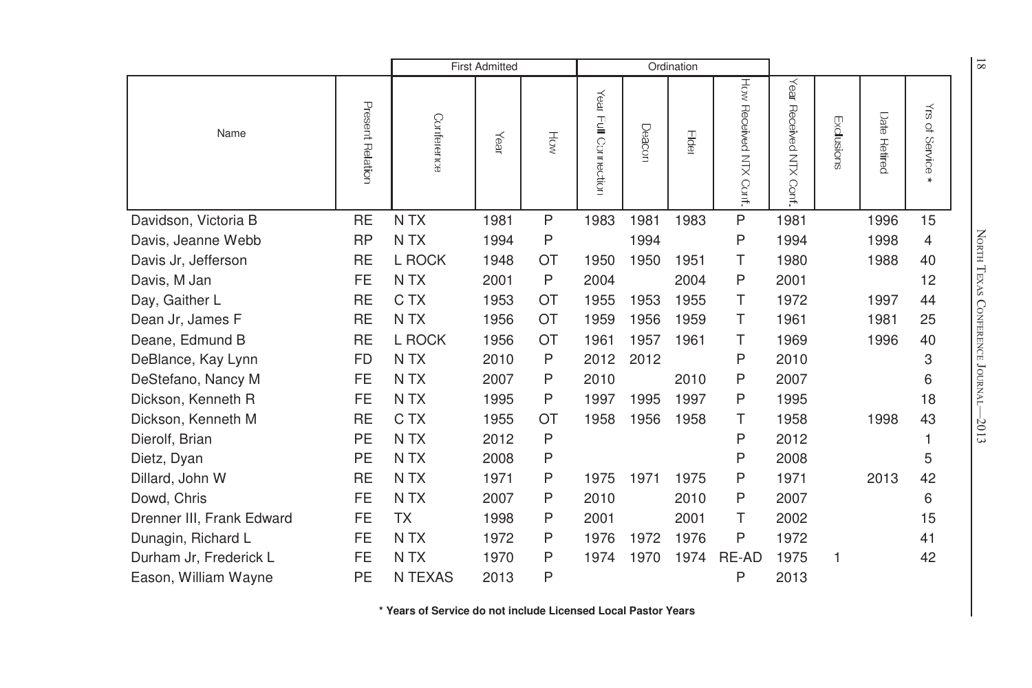| Name | Present Relation | First Admitted | | | Ordination | | | | | | |
|---|---|---|---|---|---|---|---|---|---|---|---|
| | | Conference | Year | How | Year Full Connection | Deacon | Elder | How Received NTX Conf. | Year Received NTX Conf. | Exclusions | Date Retired | Yrs of Service * |
| Davidson, Victoria B | RE | N TX | 1981 | P | 1983 | 1981 | 1983 | P | 1981 | | 1996 | 15 |
| Davis, Jeanne Webb | RP | N TX | 1994 | P | | 1994 | | P | 1994 | | 1998 | 4 |
| Davis Jr, Jefferson | RE | L ROCK | 1948 | OT | 1950 | 1950 | 1951 | T | 1980 | | 1988 | 40 |
| Davis, M Jan | FE | N TX | 2001 | P | 2004 | | 2004 | P | 2001 | | | 12 |
| Day, Gaither L | RE | C TX | 1953 | OT | 1955 | 1953 | 1955 | T | 1972 | | 1997 | 44 |
| Dean Jr, James F | RE | N TX | 1956 | OT | 1959 | 1956 | 1959 | T | 1961 | | 1981 | 25 |
| Deane, Edmund B | RE | L ROCK | 1956 | OT | 1961 | 1957 | 1961 | T | 1969 | | 1996 | 40 |
| DeBlance, Kay Lynn | FD | N TX | 2010 | P | 2012 | 2012 | | P | 2010 | | | 3 |
| DeStefano, Nancy M | FE | N TX | 2007 | P | 2010 | | 2010 | P | 2007 | | | 6 |
| Dickson, Kenneth R | FE | N TX | 1995 | P | 1997 | 1995 | 1997 | P | 1995 | | | 18 |
| Dickson, Kenneth M | RE | C TX | 1955 | OT | 1958 | 1956 | 1958 | T | 1958 | | 1998 | 43 |
| Dierolf, Brian | PE | N TX | 2012 | P | | | | P | 2012 | | | 1 |
| Dietz, Dyan | PE | N TX | 2008 | P | | | | P | 2008 | | | 5 |
| Dillard, John W | RE | N TX | 1971 | P | 1975 | 1971 | 1975 | P | 1971 | | 2013 | 42 |
| Dowd, Chris | FE | N TX | 2007 | P | 2010 | | 2010 | P | 2007 | | | 6 |
| Drenner III, Frank Edward | FE | TX | 1998 | P | 2001 | | 2001 | T | 2002 | | | 15 |
| Dunagin, Richard L | FE | N TX | 1972 | P | 1976 | 1972 | 1976 | P | 1972 | | | 41 |
| Durham Jr, Frederick L | FE | N TX | 1970 | P | 1974 | 1970 | 1974 | RE-AD | 1975 | 1 | | 42 |
| Eason, William Wayne | PE | N TEXAS | 2013 | P | | | | P | 2013 | | | |

**\* Years of Service do not include Licensed Local Pastor Years**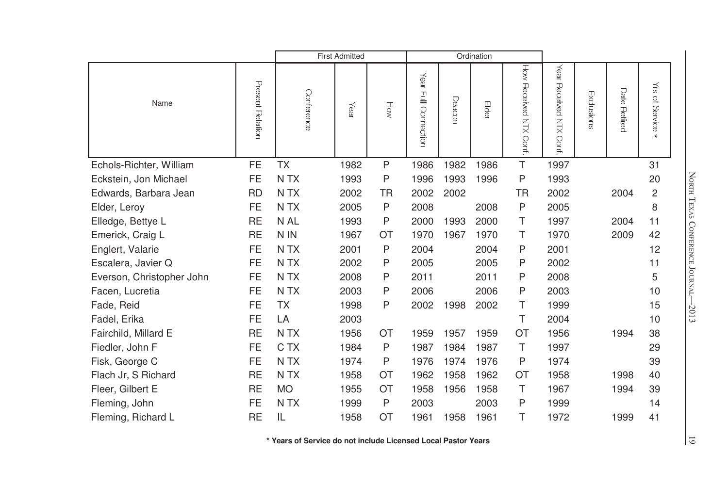| Name | Present Relation | First Admitted | | | Ordination | | | | | | | |
|---|---|---|---|---|---|---|---|---|---|---|---|---|
| | | Conference | Year | How | Year Full Connection | Deacon | Elder | How Received NTX Conf. | Year Received NTX Conf. | Exclusions | Date Retired | Yrs of Service * |
| Echols-Richter, William | FE | TX | 1982 | P | 1986 | 1982 | 1986 | T | 1997 | | | 31 |
| Eckstein, Jon Michael | FE | N TX | 1993 | P | 1996 | 1993 | 1996 | P | 1993 | | | 20 |
| Edwards, Barbara Jean | RD | N TX | 2002 | TR | 2002 | 2002 | | TR | 2002 | | 2004 | 2 |
| Elder, Leroy | FE | N TX | 2005 | P | 2008 | | 2008 | P | 2005 | | | 8 |
| Elledge, Bettye L | RE | N AL | 1993 | P | 2000 | 1993 | 2000 | T | 1997 | | 2004 | 11 |
| Emerick, Craig L | RE | N IN | 1967 | OT | 1970 | 1967 | 1970 | T | 1970 | | 2009 | 42 |
| Englert, Valarie | FE | N TX | 2001 | P | 2004 | | 2004 | P | 2001 | | | 12 |
| Escalera, Javier Q | FE | N TX | 2002 | P | 2005 | | 2005 | P | 2002 | | | 11 |
| Everson, Christopher John | FE | N TX | 2008 | P | 2011 | | 2011 | P | 2008 | | | 5 |
| Facen, Lucretia | FE | N TX | 2003 | P | 2006 | | 2006 | P | 2003 | | | 10 |
| Fade, Reid | FE | TX | 1998 | P | 2002 | 1998 | 2002 | T | 1999 | | | 15 |
| Fadel, Erika | FE | LA | 2003 | | | | | T | 2004 | | | 10 |
| Fairchild, Millard E | RE | N TX | 1956 | OT | 1959 | 1957 | 1959 | OT | 1956 | | 1994 | 38 |
| Fiedler, John F | FE | C TX | 1984 | P | 1987 | 1984 | 1987 | T | 1997 | | | 29 |
| Fisk, George C | FE | N TX | 1974 | P | 1976 | 1974 | 1976 | P | 1974 | | | 39 |
| Flach Jr, S Richard | RE | N TX | 1958 | OT | 1962 | 1958 | 1962 | OT | 1958 | | 1998 | 40 |
| Fleer, Gilbert E | RE | MO | 1955 | OT | 1958 | 1956 | 1958 | T | 1967 | | 1994 | 39 |
| Fleming, John | FE | N TX | 1999 | P | 2003 | | 2003 | P | 1999 | | | 14 |
| Fleming, Richard L | RE | IL | 1958 | OT | 1961 | 1958 | 1961 | T | 1972 | | 1999 | 41 |

**\* Years of Service do not include Licensed Local Pastor Years**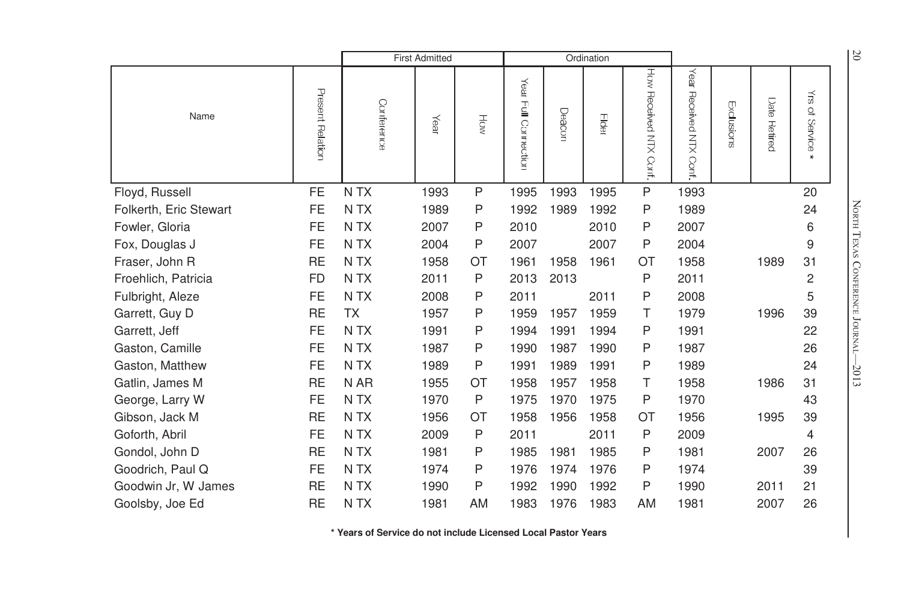| Name | Present Relation | First Admitted | | | Ordination | | | | | | | |
|---|---|---|---|---|---|---|---|---|---|---|---|---|
| | | Conference | Year | How | Year Full Connection | Deacon | Elder | How Received NTX Conf. | Year Received NTX Conf. | Exclusions | Date Retired | Yrs of Service * |
| Floyd, Russell | FE | N TX | 1993 | P | 1995 | 1993 | 1995 | P | 1993 | | | 20 |
| Folkerth, Eric Stewart | FE | N TX | 1989 | P | 1992 | 1989 | 1992 | P | 1989 | | | 24 |
| Fowler, Gloria | FE | N TX | 2007 | P | 2010 | | 2010 | P | 2007 | | | 6 |
| Fox, Douglas J | FE | N TX | 2004 | P | 2007 | | 2007 | P | 2004 | | | 9 |
| Fraser, John R | RE | N TX | 1958 | OT | 1961 | 1958 | 1961 | OT | 1958 | | 1989 | 31 |
| Froehlich, Patricia | FD | N TX | 2011 | P | 2013 | 2013 | | P | 2011 | | | 2 |
| Fulbright, Aleze | FE | N TX | 2008 | P | 2011 | | 2011 | P | 2008 | | | 5 |
| Garrett, Guy D | RE | TX | 1957 | P | 1959 | 1957 | 1959 | T | 1979 | | 1996 | 39 |
| Garrett, Jeff | FE | N TX | 1991 | P | 1994 | 1991 | 1994 | P | 1991 | | | 22 |
| Gaston, Camille | FE | N TX | 1987 | P | 1990 | 1987 | 1990 | P | 1987 | | | 26 |
| Gaston, Matthew | FE | N TX | 1989 | P | 1991 | 1989 | 1991 | P | 1989 | | | 24 |
| Gatlin, James M | RE | N AR | 1955 | OT | 1958 | 1957 | 1958 | T | 1958 | | 1986 | 31 |
| George, Larry W | FE | N TX | 1970 | P | 1975 | 1970 | 1975 | P | 1970 | | | 43 |
| Gibson, Jack M | RE | N TX | 1956 | OT | 1958 | 1956 | 1958 | OT | 1956 | | 1995 | 39 |
| Goforth, Abril | FE | N TX | 2009 | P | 2011 | | 2011 | P | 2009 | | | 4 |
| Gondol, John D | RE | N TX | 1981 | P | 1985 | 1981 | 1985 | P | 1981 | | 2007 | 26 |
| Goodrich, Paul Q | FE | N TX | 1974 | P | 1976 | 1974 | 1976 | P | 1974 | | | 39 |
| Goodwin Jr, W James | RE | N TX | 1990 | P | 1992 | 1990 | 1992 | P | 1990 | | 2011 | 21 |
| Goolsby, Joe Ed | RE | N TX | 1981 | AM | 1983 | 1976 | 1983 | AM | 1981 | | 2007 | 26 |

**\* Years of Service do not include Licensed Local Pastor Years**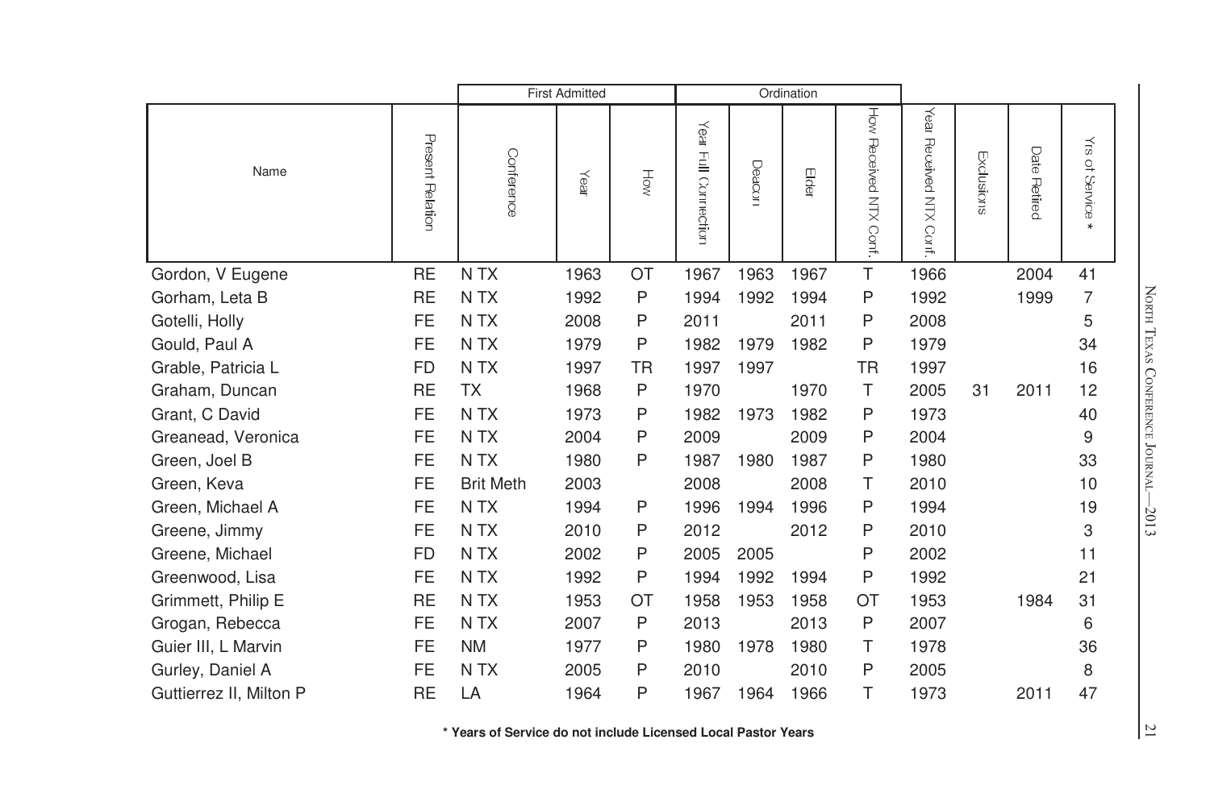| Name | Present Relation | First Admitted | | | Ordination | | | | | | | |
|---|---|---|---|---|---|---|---|---|---|---|---|---|
| | | Conference | Year | How | Year Full Connection | Deacon | Elder | How Received NTX Conf. | Year Received NTX Conf. | Exclusions | Date Retired | Yrs of Service * |
| Gordon, V Eugene | RE | N TX | 1963 | OT | 1967 | 1963 | 1967 | T | 1966 | | 2004 | 41 |
| Gorham, Leta B | RE | N TX | 1992 | P | 1994 | 1992 | 1994 | P | 1992 | | 1999 | 7 |
| Gotelli, Holly | FE | N TX | 2008 | P | 2011 | | 2011 | P | 2008 | | | 5 |
| Gould, Paul A | FE | N TX | 1979 | P | 1982 | 1979 | 1982 | P | 1979 | | | 34 |
| Grable, Patricia L | FD | N TX | 1997 | TR | 1997 | 1997 | | TR | 1997 | | | 16 |
| Graham, Duncan | RE | TX | 1968 | P | 1970 | | 1970 | T | 2005 | 31 | 2011 | 12 |
| Grant, C David | FE | N TX | 1973 | P | 1982 | 1973 | 1982 | P | 1973 | | | 40 |
| Greanead, Veronica | FE | N TX | 2004 | P | 2009 | | 2009 | P | 2004 | | | 9 |
| Green, Joel B | FE | N TX | 1980 | P | 1987 | 1980 | 1987 | P | 1980 | | | 33 |
| Green, Keva | FE | Brit Meth | 2003 | | 2008 | | 2008 | T | 2010 | | | 10 |
| Green, Michael A | FE | N TX | 1994 | P | 1996 | 1994 | 1996 | P | 1994 | | | 19 |
| Greene, Jimmy | FE | N TX | 2010 | P | 2012 | | 2012 | P | 2010 | | | 3 |
| Greene, Michael | FD | N TX | 2002 | P | 2005 | 2005 | | P | 2002 | | | 11 |
| Greenwood, Lisa | FE | N TX | 1992 | P | 1994 | 1992 | 1994 | P | 1992 | | | 21 |
| Grimmett, Philip E | RE | N TX | 1953 | OT | 1958 | 1953 | 1958 | OT | 1953 | | 1984 | 31 |
| Grogan, Rebecca | FE | N TX | 2007 | P | 2013 | | 2013 | P | 2007 | | | 6 |
| Guier III, L Marvin | FE | NM | 1977 | P | 1980 | 1978 | 1980 | T | 1978 | | | 36 |
| Gurley, Daniel A | FE | N TX | 2005 | P | 2010 | | 2010 | P | 2005 | | | 8 |
| Guttierrez II, Milton P | RE | LA | 1964 | P | 1967 | 1964 | 1966 | T | 1973 | | 2011 | 47 |

**\* Years of Service do not include Licensed Local Pastor Years**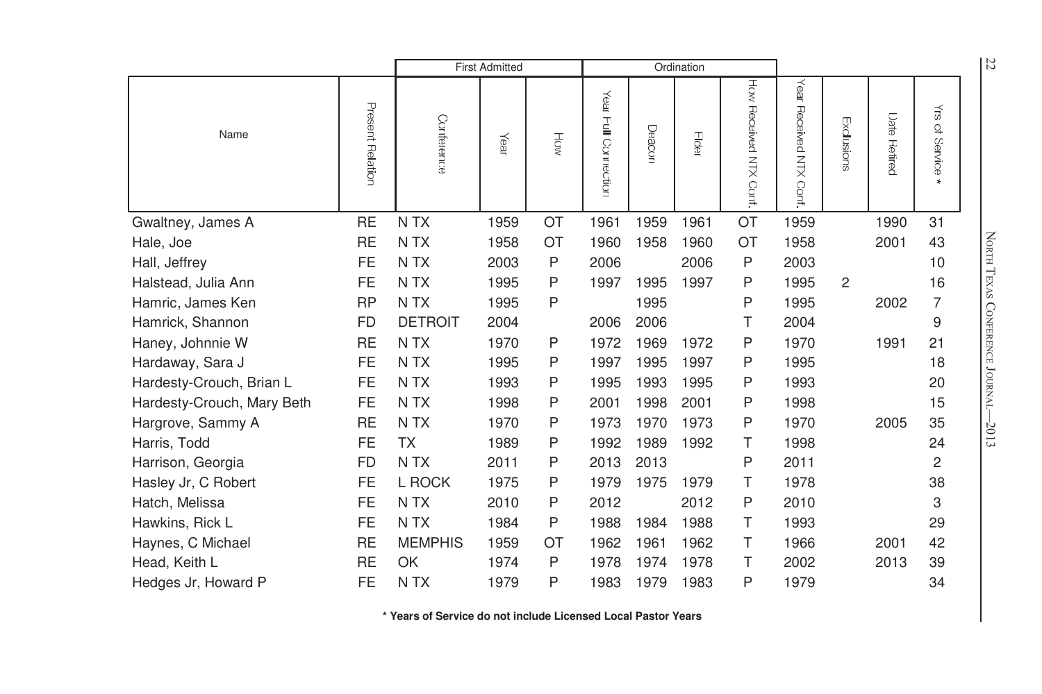| Name | Present Relation | First Admitted | | | Ordination | | | | | | | |
|---|---|---|---|---|---|---|---|---|---|---|---|---|
| | | Conference | Year | How | Year Full Connection | Deacon | Elder | How Received NTX Conf. | Year Received NTX Conf. | Exclusions | Date Retired | Yrs of Service * |
| Gwaltney, James A | RE | N TX | 1959 | OT | 1961 | 1959 | 1961 | OT | 1959 | | 1990 | 31 |
| Hale, Joe | RE | N TX | 1958 | OT | 1960 | 1958 | 1960 | OT | 1958 | | 2001 | 43 |
| Hall, Jeffrey | FE | N TX | 2003 | P | 2006 | | 2006 | P | 2003 | | | 10 |
| Halstead, Julia Ann | FE | N TX | 1995 | P | 1997 | 1995 | 1997 | P | 1995 | 2 | | 16 |
| Hamric, James Ken | RP | N TX | 1995 | P | | 1995 | | P | 1995 | | 2002 | 7 |
| Hamrick, Shannon | FD | DETROIT | 2004 | | 2006 | 2006 | | T | 2004 | | | 9 |
| Haney, Johnnie W | RE | N TX | 1970 | P | 1972 | 1969 | 1972 | P | 1970 | | 1991 | 21 |
| Hardaway, Sara J | FE | N TX | 1995 | P | 1997 | 1995 | 1997 | P | 1995 | | | 18 |
| Hardesty-Crouch, Brian L | FE | N TX | 1993 | P | 1995 | 1993 | 1995 | P | 1993 | | | 20 |
| Hardesty-Crouch, Mary Beth | FE | N TX | 1998 | P | 2001 | 1998 | 2001 | P | 1998 | | | 15 |
| Hargrove, Sammy A | RE | N TX | 1970 | P | 1973 | 1970 | 1973 | P | 1970 | | 2005 | 35 |
| Harris, Todd | FE | TX | 1989 | P | 1992 | 1989 | 1992 | T | 1998 | | | 24 |
| Harrison, Georgia | FD | N TX | 2011 | P | 2013 | 2013 | | P | 2011 | | | 2 |
| Hasley Jr, C Robert | FE | L ROCK | 1975 | P | 1979 | 1975 | 1979 | T | 1978 | | | 38 |
| Hatch, Melissa | FE | N TX | 2010 | P | 2012 | | 2012 | P | 2010 | | | 3 |
| Hawkins, Rick L | FE | N TX | 1984 | P | 1988 | 1984 | 1988 | T | 1993 | | | 29 |
| Haynes, C Michael | RE | MEMPHIS | 1959 | OT | 1962 | 1961 | 1962 | T | 1966 | | 2001 | 42 |
| Head, Keith L | RE | OK | 1974 | P | 1978 | 1974 | 1978 | T | 2002 | | 2013 | 39 |
| Hedges Jr, Howard P | FE | N TX | 1979 | P | 1983 | 1979 | 1983 | P | 1979 | | | 34 |

**\* Years of Service do not include Licensed Local Pastor Years**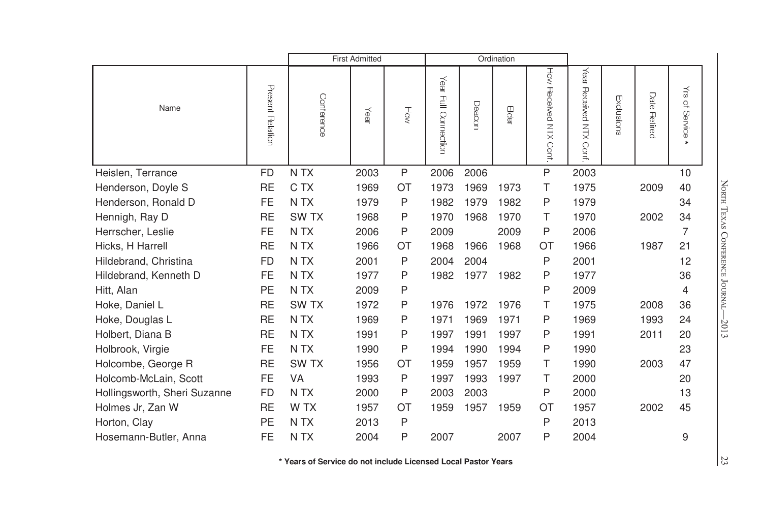| Name | Present Relation | First Admitted | | | Ordination | | | | | | | |
|---|---|---|---|---|---|---|---|---|---|---|---|---|
| | | Conference | Year | How | Year Full Connection | Deacon | Elder | How Received NTX Conf. | Year Received NTX Conf. | Exclusions | Date Retired | Yrs of Service * |
| Heislen, Terrance | FD | N TX | 2003 | P | 2006 | 2006 | | P | 2003 | | | 10 |
| Henderson, Doyle S | RE | C TX | 1969 | OT | 1973 | 1969 | 1973 | T | 1975 | | 2009 | 40 |
| Henderson, Ronald D | FE | N TX | 1979 | P | 1982 | 1979 | 1982 | P | 1979 | | | 34 |
| Hennigh, Ray D | RE | SW TX | 1968 | P | 1970 | 1968 | 1970 | T | 1970 | | 2002 | 34 |
| Herrscher, Leslie | FE | N TX | 2006 | P | 2009 | | 2009 | P | 2006 | | | 7 |
| Hicks, H Harrell | RE | N TX | 1966 | OT | 1968 | 1966 | 1968 | OT | 1966 | | 1987 | 21 |
| Hildebrand, Christina | FD | N TX | 2001 | P | 2004 | 2004 | | P | 2001 | | | 12 |
| Hildebrand, Kenneth D | FE | N TX | 1977 | P | 1982 | 1977 | 1982 | P | 1977 | | | 36 |
| Hitt, Alan | PE | N TX | 2009 | P | | | | P | 2009 | | | 4 |
| Hoke, Daniel L | RE | SW TX | 1972 | P | 1976 | 1972 | 1976 | T | 1975 | | 2008 | 36 |
| Hoke, Douglas L | RE | N TX | 1969 | P | 1971 | 1969 | 1971 | P | 1969 | | 1993 | 24 |
| Holbert, Diana B | RE | N TX | 1991 | P | 1997 | 1991 | 1997 | P | 1991 | | 2011 | 20 |
| Holbrook, Virgie | FE | N TX | 1990 | P | 1994 | 1990 | 1994 | P | 1990 | | | 23 |
| Holcombe, George R | RE | SW TX | 1956 | OT | 1959 | 1957 | 1959 | T | 1990 | | 2003 | 47 |
| Holcomb-McLain, Scott | FE | VA | 1993 | P | 1997 | 1993 | 1997 | T | 2000 | | | 20 |
| Hollingsworth, Sheri Suzanne | FD | N TX | 2000 | P | 2003 | 2003 | | P | 2000 | | | 13 |
| Holmes Jr, Zan W | RE | W TX | 1957 | OT | 1959 | 1957 | 1959 | OT | 1957 | | 2002 | 45 |
| Horton, Clay | PE | N TX | 2013 | P | | | | P | 2013 | | | |
| Hosemann-Butler, Anna | FE | N TX | 2004 | P | 2007 | | 2007 | P | 2004 | | | 9 |

**\* Years of Service do not include Licensed Local Pastor Years**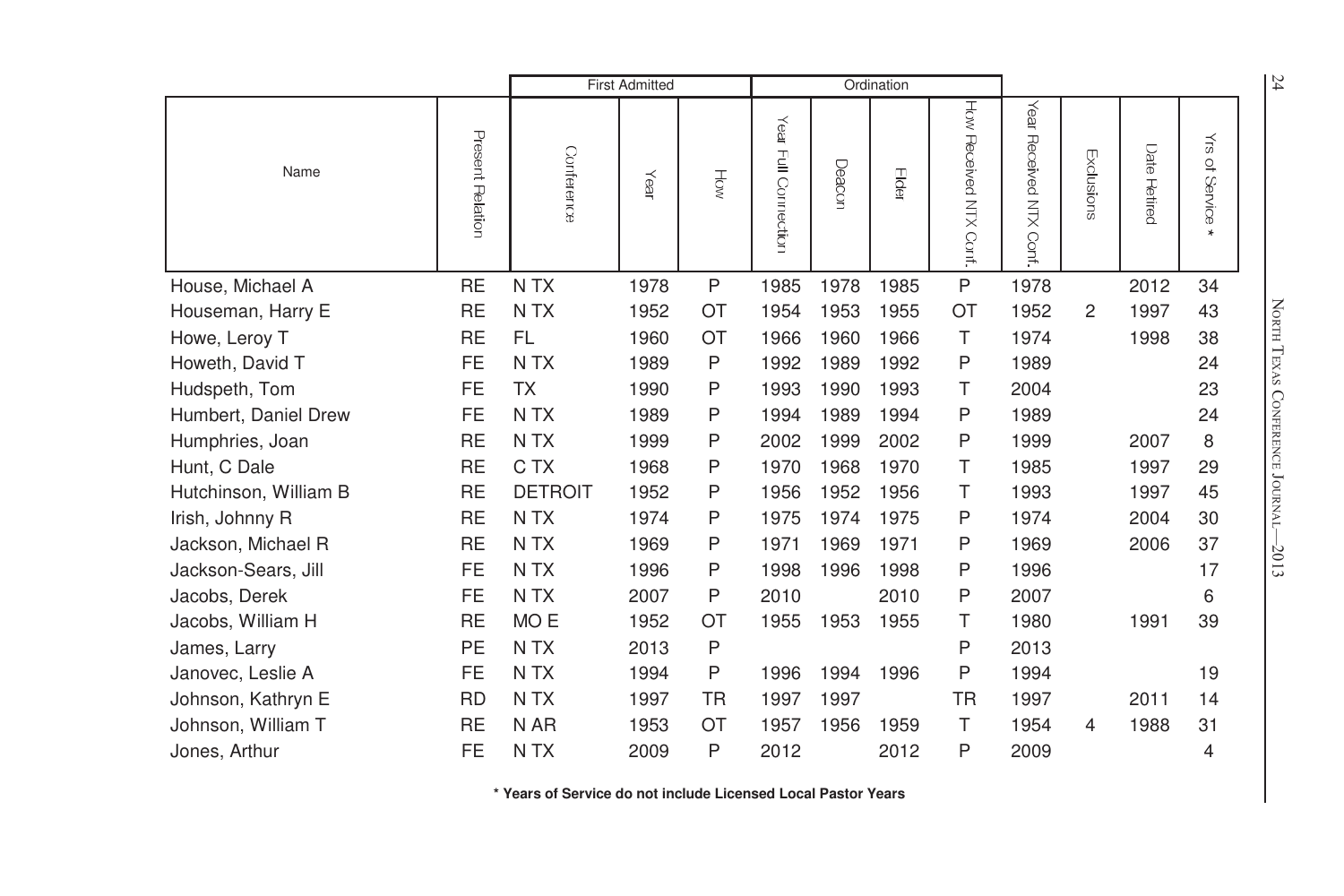| Name | Present Relation | First Admitted | | | Ordination | | | | | | | |
|---|---|---|---|---|---|---|---|---|---|---|---|---|
| | | Conference | Year | How | Year Full Connection | Deacon | Elder | How Received NTX Conf. | Year Received NTX Conf. | Exclusions | Date Retired | Yrs of Service * |
| House, Michael A | RE | N TX | 1978 | P | 1985 | 1978 | 1985 | P | 1978 | | 2012 | 34 |
| Houseman, Harry E | RE | N TX | 1952 | OT | 1954 | 1953 | 1955 | OT | 1952 | 2 | 1997 | 43 |
| Howe, Leroy T | RE | FL | 1960 | OT | 1966 | 1960 | 1966 | T | 1974 | | 1998 | 38 |
| Howeth, David T | FE | N TX | 1989 | P | 1992 | 1989 | 1992 | P | 1989 | | | 24 |
| Hudspeth, Tom | FE | TX | 1990 | P | 1993 | 1990 | 1993 | T | 2004 | | | 23 |
| Humbert, Daniel Drew | FE | N TX | 1989 | P | 1994 | 1989 | 1994 | P | 1989 | | | 24 |
| Humphries, Joan | RE | N TX | 1999 | P | 2002 | 1999 | 2002 | P | 1999 | | 2007 | 8 |
| Hunt, C Dale | RE | C TX | 1968 | P | 1970 | 1968 | 1970 | T | 1985 | | 1997 | 29 |
| Hutchinson, William B | RE | DETROIT | 1952 | P | 1956 | 1952 | 1956 | T | 1993 | | 1997 | 45 |
| Irish, Johnny R | RE | N TX | 1974 | P | 1975 | 1974 | 1975 | P | 1974 | | 2004 | 30 |
| Jackson, Michael R | RE | N TX | 1969 | P | 1971 | 1969 | 1971 | P | 1969 | | 2006 | 37 |
| Jackson-Sears, Jill | FE | N TX | 1996 | P | 1998 | 1996 | 1998 | P | 1996 | | | 17 |
| Jacobs, Derek | FE | N TX | 2007 | P | 2010 | | 2010 | P | 2007 | | | 6 |
| Jacobs, William H | RE | MO E | 1952 | OT | 1955 | 1953 | 1955 | T | 1980 | | 1991 | 39 |
| James, Larry | PE | N TX | 2013 | P | | | | P | 2013 | | | |
| Janovec, Leslie A | FE | N TX | 1994 | P | 1996 | 1994 | 1996 | P | 1994 | | | 19 |
| Johnson, Kathryn E | RD | N TX | 1997 | TR | 1997 | 1997 | | TR | 1997 | | 2011 | 14 |
| Johnson, William T | RE | N AR | 1953 | OT | 1957 | 1956 | 1959 | T | 1954 | 4 | 1988 | 31 |
| Jones, Arthur | FE | N TX | 2009 | P | 2012 | | 2012 | P | 2009 | | | 4 |

**\* Years of Service do not include Licensed Local Pastor Years**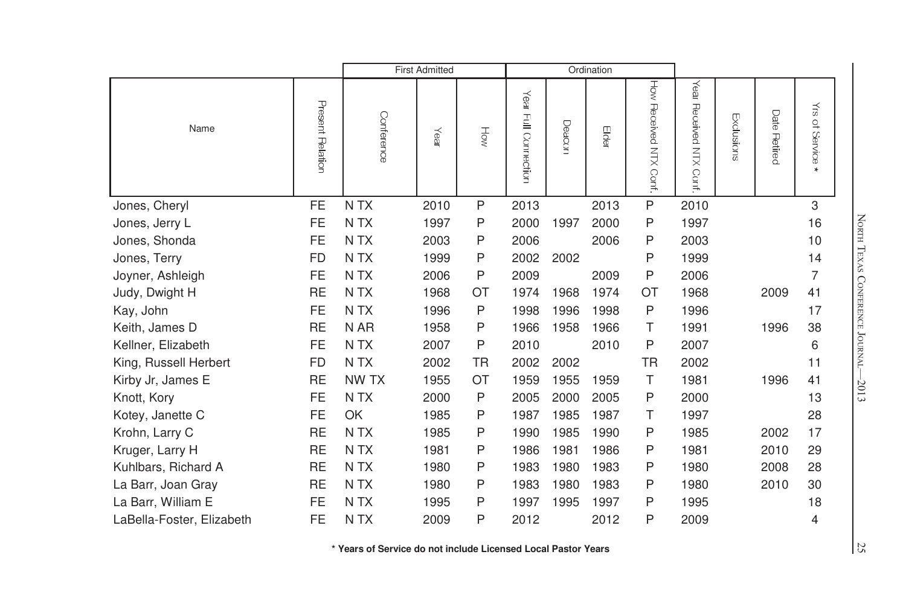| Name | Present Relation | First Admitted | | | Ordination | | | | | | | |
|---|---|---|---|---|---|---|---|---|---|---|---|---|
| | | Conference | Year | How | Year Full Connection | Deacon | Elder | How Received NTX Conf. | Year Received NTX Conf. | Exclusions | Date Retired | Yrs of Service * |
| Jones, Cheryl | FE | N TX | 2010 | P | 2013 | | 2013 | P | 2010 | | | 3 |
| Jones, Jerry L | FE | N TX | 1997 | P | 2000 | 1997 | 2000 | P | 1997 | | | 16 |
| Jones, Shonda | FE | N TX | 2003 | P | 2006 | | 2006 | P | 2003 | | | 10 |
| Jones, Terry | FD | N TX | 1999 | P | 2002 | 2002 | | P | 1999 | | | 14 |
| Joyner, Ashleigh | FE | N TX | 2006 | P | 2009 | | 2009 | P | 2006 | | | 7 |
| Judy, Dwight H | RE | N TX | 1968 | OT | 1974 | 1968 | 1974 | OT | 1968 | | 2009 | 41 |
| Kay, John | FE | N TX | 1996 | P | 1998 | 1996 | 1998 | P | 1996 | | | 17 |
| Keith, James D | RE | N AR | 1958 | P | 1966 | 1958 | 1966 | T | 1991 | | 1996 | 38 |
| Kellner, Elizabeth | FE | N TX | 2007 | P | 2010 | | 2010 | P | 2007 | | | 6 |
| King, Russell Herbert | FD | N TX | 2002 | TR | 2002 | 2002 | | TR | 2002 | | | 11 |
| Kirby Jr, James E | RE | NW TX | 1955 | OT | 1959 | 1955 | 1959 | T | 1981 | | 1996 | 41 |
| Knott, Kory | FE | N TX | 2000 | P | 2005 | 2000 | 2005 | P | 2000 | | | 13 |
| Kotey, Janette C | FE | OK | 1985 | P | 1987 | 1985 | 1987 | T | 1997 | | | 28 |
| Krohn, Larry C | RE | N TX | 1985 | P | 1990 | 1985 | 1990 | P | 1985 | | 2002 | 17 |
| Kruger, Larry H | RE | N TX | 1981 | P | 1986 | 1981 | 1986 | P | 1981 | | 2010 | 29 |
| Kuhlbars, Richard A | RE | N TX | 1980 | P | 1983 | 1980 | 1983 | P | 1980 | | 2008 | 28 |
| La Barr, Joan Gray | RE | N TX | 1980 | P | 1983 | 1980 | 1983 | P | 1980 | | 2010 | 30 |
| La Barr, William E | FE | N TX | 1995 | P | 1997 | 1995 | 1997 | P | 1995 | | | 18 |
| LaBella-Foster, Elizabeth | FE | N TX | 2009 | P | 2012 | | 2012 | P | 2009 | | | 4 |

**\* Years of Service do not include Licensed Local Pastor Years**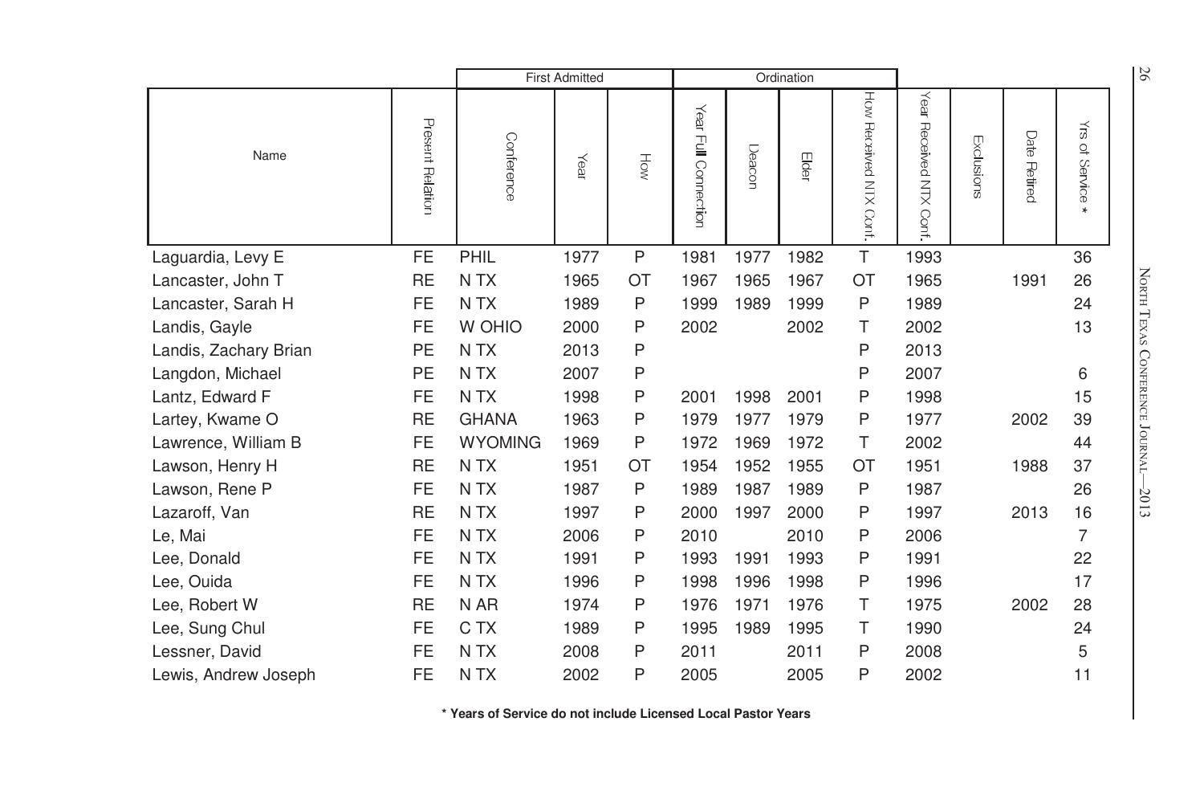| | | First Admitted | | | Ordination | | | | | | | |
|---|---|---|---|---|---|---|---|---|---|---|---|---|
| Name | Present Relation | Conference | Year | How | Year Full Connection | Deacon | Elder | How Received NTX Conf. | Year Received NTX Conf. | Exclusions | Date Retired | Yrs of Service * |
| Laguardia, Levy E | FE | PHIL | 1977 | P | 1981 | 1977 | 1982 | T | 1993 | | | 36 |
| Lancaster, John T | RE | N TX | 1965 | OT | 1967 | 1965 | 1967 | OT | 1965 | | 1991 | 26 |
| Lancaster, Sarah H | FE | N TX | 1989 | P | 1999 | 1989 | 1999 | P | 1989 | | | 24 |
| Landis, Gayle | FE | W OHIO | 2000 | P | 2002 | | 2002 | T | 2002 | | | 13 |
| Landis, Zachary Brian | PE | N TX | 2013 | P | | | | P | 2013 | | | |
| Langdon, Michael | PE | N TX | 2007 | P | | | | P | 2007 | | | 6 |
| Lantz, Edward F | FE | N TX | 1998 | P | 2001 | 1998 | 2001 | P | 1998 | | | 15 |
| Lartey, Kwame O | RE | GHANA | 1963 | P | 1979 | 1977 | 1979 | P | 1977 | | 2002 | 39 |
| Lawrence, William B | FE | WYOMING | 1969 | P | 1972 | 1969 | 1972 | T | 2002 | | | 44 |
| Lawson, Henry H | RE | N TX | 1951 | OT | 1954 | 1952 | 1955 | OT | 1951 | | 1988 | 37 |
| Lawson, Rene P | FE | N TX | 1987 | P | 1989 | 1987 | 1989 | P | 1987 | | | 26 |
| Lazaroff, Van | RE | N TX | 1997 | P | 2000 | 1997 | 2000 | P | 1997 | | 2013 | 16 |
| Le, Mai | FE | N TX | 2006 | P | 2010 | | 2010 | P | 2006 | | | 7 |
| Lee, Donald | FE | N TX | 1991 | P | 1993 | 1991 | 1993 | P | 1991 | | | 22 |
| Lee, Ouida | FE | N TX | 1996 | P | 1998 | 1996 | 1998 | P | 1996 | | | 17 |
| Lee, Robert W | RE | N AR | 1974 | P | 1976 | 1971 | 1976 | T | 1975 | | 2002 | 28 |
| Lee, Sung Chul | FE | C TX | 1989 | P | 1995 | 1989 | 1995 | T | 1990 | | | 24 |
| Lessner, David | FE | N TX | 2008 | P | 2011 | | 2011 | P | 2008 | | | 5 |
| Lewis, Andrew Joseph | FE | N TX | 2002 | P | 2005 | | 2005 | P | 2002 | | | 11 |

**\* Years of Service do not include Licensed Local Pastor Years**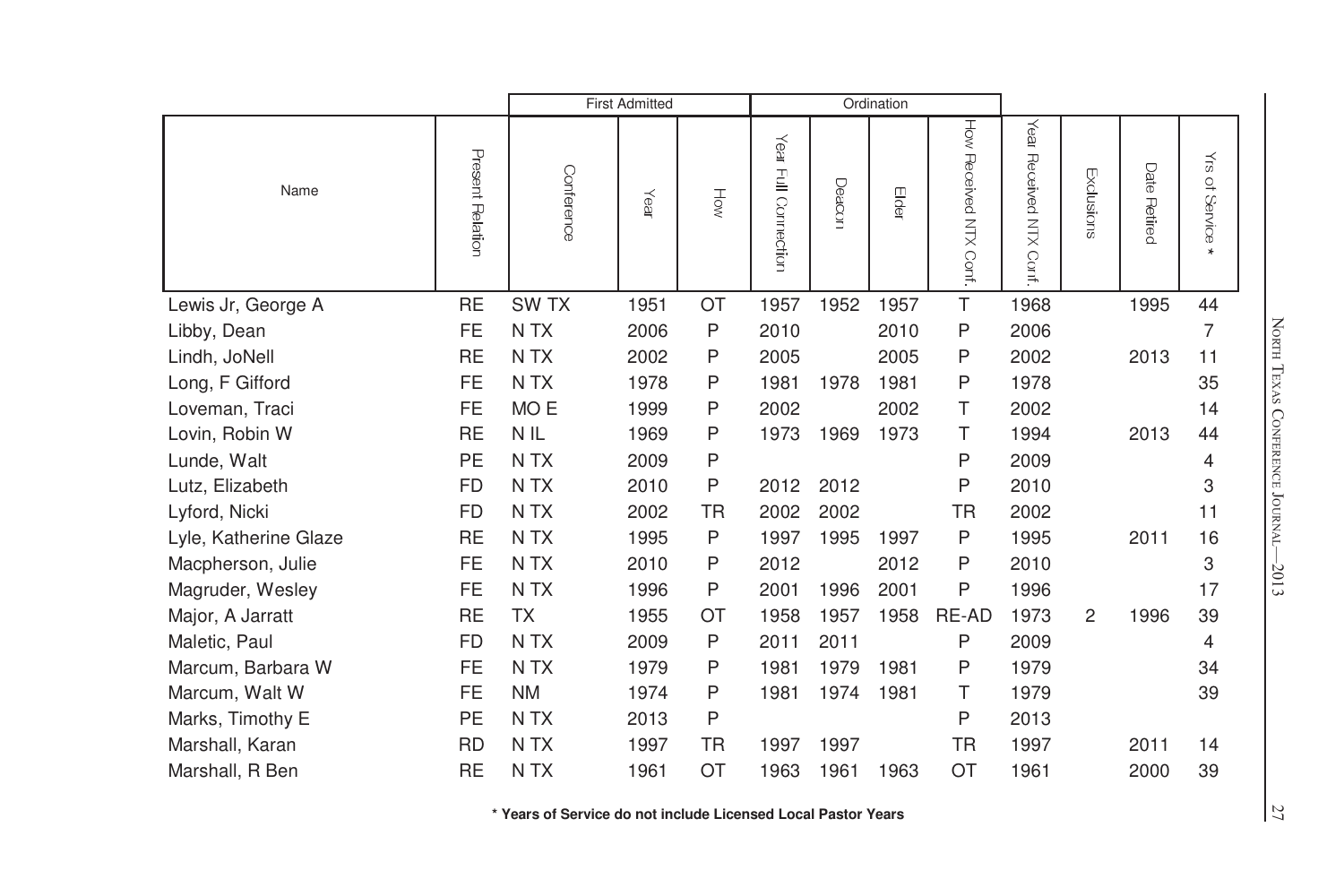| Name | Present Relation | First Admitted | | | Ordination | | | | | | | |
|---|---|---|---|---|---|---|---|---|---|---|---|---|
| | | Conference | Year | How | Year Full Connection | Deacon | Elder | How Received NTX Conf. | Year Received NTX Conf. | Exclusions | Date Retired | Yrs of Service * |
| Lewis Jr, George A | RE | SW TX | 1951 | OT | 1957 | 1952 | 1957 | T | 1968 | | 1995 | 44 |
| Libby, Dean | FE | N TX | 2006 | P | 2010 | | 2010 | P | 2006 | | | 7 |
| Lindh, JoNell | RE | N TX | 2002 | P | 2005 | | 2005 | P | 2002 | | 2013 | 11 |
| Long, F Gifford | FE | N TX | 1978 | P | 1981 | 1978 | 1981 | P | 1978 | | | 35 |
| Loveman, Traci | FE | MO E | 1999 | P | 2002 | | 2002 | T | 2002 | | | 14 |
| Lovin, Robin W | RE | N IL | 1969 | P | 1973 | 1969 | 1973 | T | 1994 | | 2013 | 44 |
| Lunde, Walt | PE | N TX | 2009 | P | | | | P | 2009 | | | 4 |
| Lutz, Elizabeth | FD | N TX | 2010 | P | 2012 | 2012 | | P | 2010 | | | 3 |
| Lyford, Nicki | FD | N TX | 2002 | TR | 2002 | 2002 | | TR | 2002 | | | 11 |
| Lyle, Katherine Glaze | RE | N TX | 1995 | P | 1997 | 1995 | 1997 | P | 1995 | | 2011 | 16 |
| Macpherson, Julie | FE | N TX | 2010 | P | 2012 | | 2012 | P | 2010 | | | 3 |
| Magruder, Wesley | FE | N TX | 1996 | P | 2001 | 1996 | 2001 | P | 1996 | | | 17 |
| Major, A Jarratt | RE | TX | 1955 | OT | 1958 | 1957 | 1958 | RE-AD | 1973 | 2 | 1996 | 39 |
| Maletic, Paul | FD | N TX | 2009 | P | 2011 | 2011 | | P | 2009 | | | 4 |
| Marcum, Barbara W | FE | N TX | 1979 | P | 1981 | 1979 | 1981 | P | 1979 | | | 34 |
| Marcum, Walt W | FE | NM | 1974 | P | 1981 | 1974 | 1981 | T | 1979 | | | 39 |
| Marks, Timothy E | PE | N TX | 2013 | P | | | | P | 2013 | | | |
| Marshall, Karan | RD | N TX | 1997 | TR | 1997 | 1997 | | TR | 1997 | | 2011 | 14 |
| Marshall, R Ben | RE | N TX | 1961 | OT | 1963 | 1961 | 1963 | OT | 1961 | | 2000 | 39 |

**\* Years of Service do not include Licensed Local Pastor Years**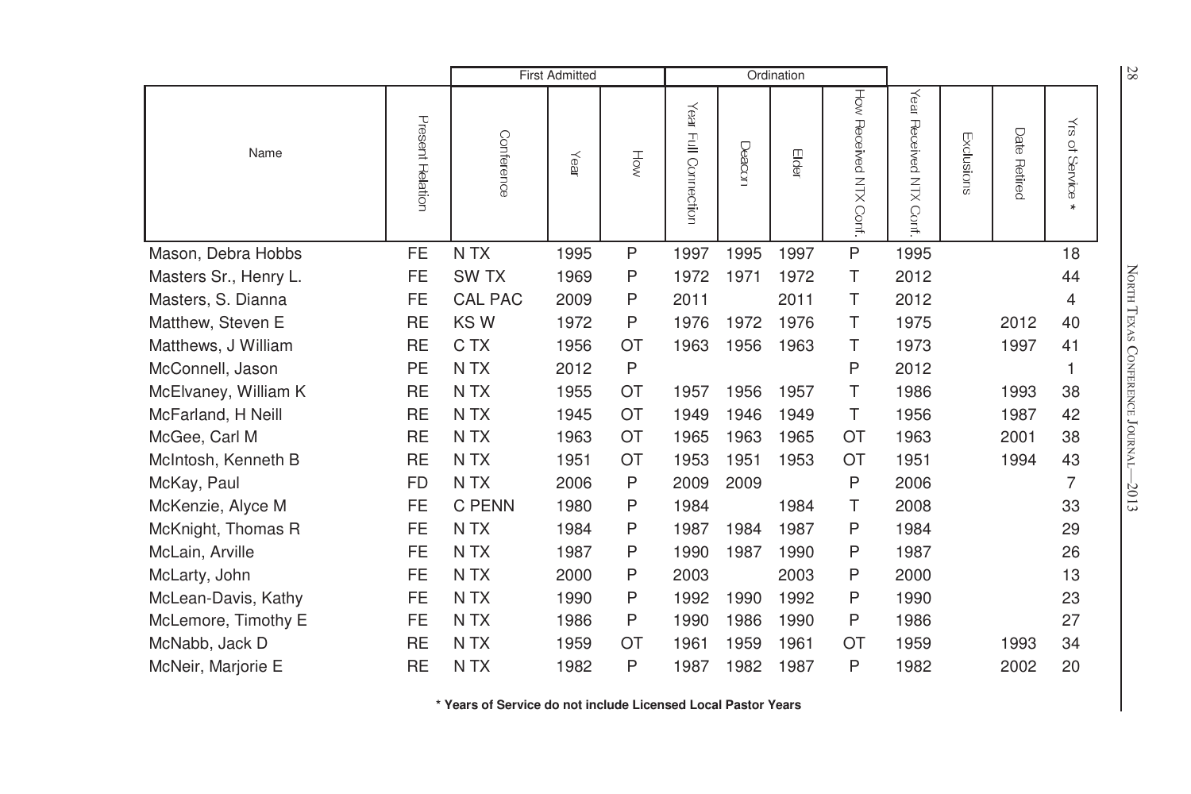| Name | Present Relation | First Admitted | | | Ordination | | | | | | | |
|---|---|---|---|---|---|---|---|---|---|---|---|---|
| | | Conference | Year | How | Year Full Connection | Deacon | Elder | How Received N TX Conf. | Year Received N TX Conf. | Exclusions | Date Retired | Yrs of Service * |
| Mason, Debra Hobbs | FE | N TX | 1995 | P | 1997 | 1995 | 1997 | P | 1995 | | | 18 |
| Masters Sr., Henry L. | FE | SW TX | 1969 | P | 1972 | 1971 | 1972 | T | 2012 | | | 44 |
| Masters, S. Dianna | FE | CAL PAC | 2009 | P | 2011 | | 2011 | T | 2012 | | | 4 |
| Matthew, Steven E | RE | KS W | 1972 | P | 1976 | 1972 | 1976 | T | 1975 | | 2012 | 40 |
| Matthews, J William | RE | C TX | 1956 | OT | 1963 | 1956 | 1963 | T | 1973 | | 1997 | 41 |
| McConnell, Jason | PE | N TX | 2012 | P | | | | P | 2012 | | | 1 |
| McElvaney, William K | RE | N TX | 1955 | OT | 1957 | 1956 | 1957 | T | 1986 | | 1993 | 38 |
| McFarland, H Neill | RE | N TX | 1945 | OT | 1949 | 1946 | 1949 | T | 1956 | | 1987 | 42 |
| McGee, Carl M | RE | N TX | 1963 | OT | 1965 | 1963 | 1965 | OT | 1963 | | 2001 | 38 |
| McIntosh, Kenneth B | RE | N TX | 1951 | OT | 1953 | 1951 | 1953 | OT | 1951 | | 1994 | 43 |
| McKay, Paul | FD | N TX | 2006 | P | 2009 | 2009 | | P | 2006 | | | 7 |
| McKenzie, Alyce M | FE | C PENN | 1980 | P | 1984 | | 1984 | T | 2008 | | | 33 |
| McKnight, Thomas R | FE | N TX | 1984 | P | 1987 | 1984 | 1987 | P | 1984 | | | 29 |
| McLain, Arville | FE | N TX | 1987 | P | 1990 | 1987 | 1990 | P | 1987 | | | 26 |
| McLarty, John | FE | N TX | 2000 | P | 2003 | | 2003 | P | 2000 | | | 13 |
| McLean-Davis, Kathy | FE | N TX | 1990 | P | 1992 | 1990 | 1992 | P | 1990 | | | 23 |
| McLemore, Timothy E | FE | N TX | 1986 | P | 1990 | 1986 | 1990 | P | 1986 | | | 27 |
| McNabb, Jack D | RE | N TX | 1959 | OT | 1961 | 1959 | 1961 | OT | 1959 | | 1993 | 34 |
| McNeir, Marjorie E | RE | N TX | 1982 | P | 1987 | 1982 | 1987 | P | 1982 | | 2002 | 20 |

**\* Years of Service do not include Licensed Local Pastor Years**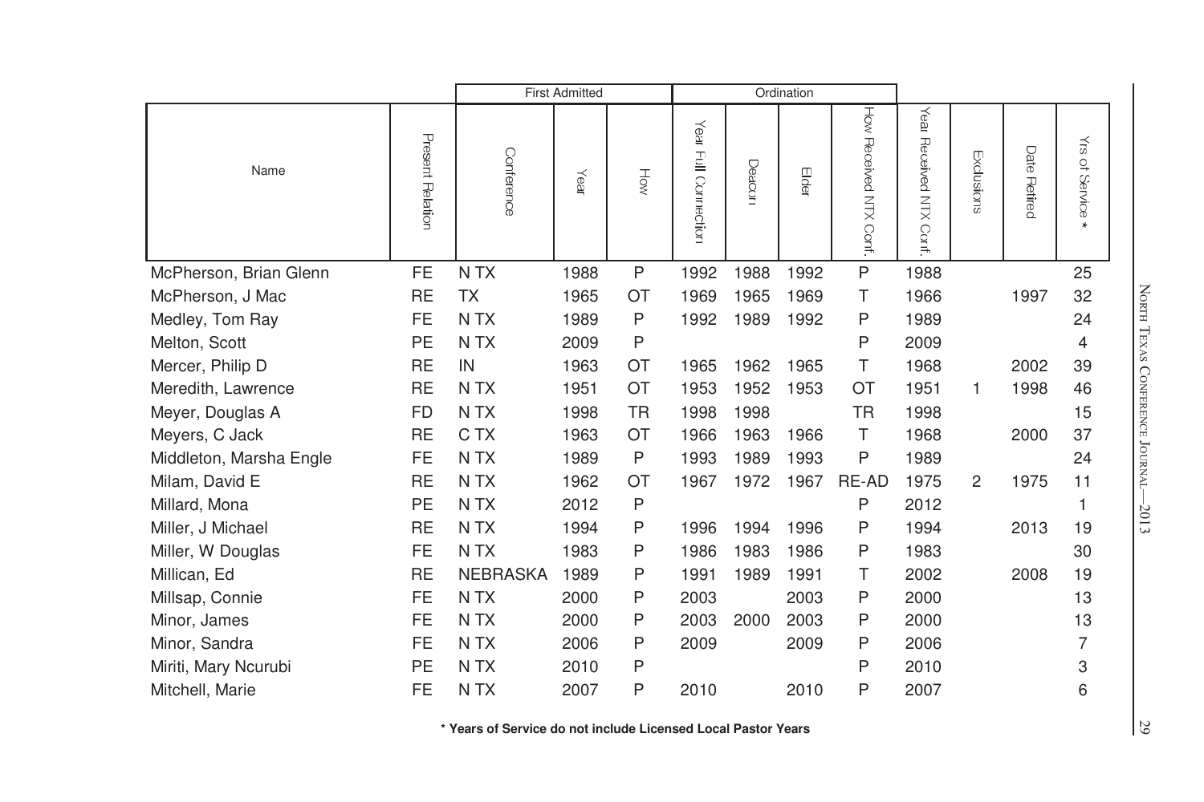| Name | Present Relation | First Admitted | | | Ordination | | | | | | | |
|---|---|---|---|---|---|---|---|---|---|---|---|---|
| | | Conference | Year | How | Year Full Connection | Deacon | Elder | How Received NTX Conf. | Year Received NTX Conf. | Exclusions | Date Retired | Yrs of Service * |
| McPherson, Brian Glenn | FE | N TX | 1988 | P | 1992 | 1988 | 1992 | P | 1988 | | | 25 |
| McPherson, J Mac | RE | TX | 1965 | OT | 1969 | 1965 | 1969 | T | 1966 | | 1997 | 32 |
| Medley, Tom Ray | FE | N TX | 1989 | P | 1992 | 1989 | 1992 | P | 1989 | | | 24 |
| Melton, Scott | PE | N TX | 2009 | P | | | | P | 2009 | | | 4 |
| Mercer, Philip D | RE | IN | 1963 | OT | 1965 | 1962 | 1965 | T | 1968 | | 2002 | 39 |
| Meredith, Lawrence | RE | N TX | 1951 | OT | 1953 | 1952 | 1953 | OT | 1951 | 1 | 1998 | 46 |
| Meyer, Douglas A | FD | N TX | 1998 | TR | 1998 | 1998 | | TR | 1998 | | | 15 |
| Meyers, C Jack | RE | C TX | 1963 | OT | 1966 | 1963 | 1966 | T | 1968 | | 2000 | 37 |
| Middleton, Marsha Engle | FE | N TX | 1989 | P | 1993 | 1989 | 1993 | P | 1989 | | | 24 |
| Milam, David E | RE | N TX | 1962 | OT | 1967 | 1972 | 1967 | RE-AD | 1975 | 2 | 1975 | 11 |
| Millard, Mona | PE | N TX | 2012 | P | | | | P | 2012 | | | 1 |
| Miller, J Michael | RE | N TX | 1994 | P | 1996 | 1994 | 1996 | P | 1994 | | 2013 | 19 |
| Miller, W Douglas | FE | N TX | 1983 | P | 1986 | 1983 | 1986 | P | 1983 | | | 30 |
| Millican, Ed | RE | NEBRASKA | 1989 | P | 1991 | 1989 | 1991 | T | 2002 | | 2008 | 19 |
| Millsap, Connie | FE | N TX | 2000 | P | 2003 | | 2003 | P | 2000 | | | 13 |
| Minor, James | FE | N TX | 2000 | P | 2003 | 2000 | 2003 | P | 2000 | | | 13 |
| Minor, Sandra | FE | N TX | 2006 | P | 2009 | | 2009 | P | 2006 | | | 7 |
| Miriti, Mary Ncurubi | PE | N TX | 2010 | P | | | | P | 2010 | | | 3 |
| Mitchell, Marie | FE | N TX | 2007 | P | 2010 | | 2010 | P | 2007 | | | 6 |

**\* Years of Service do not include Licensed Local Pastor Years**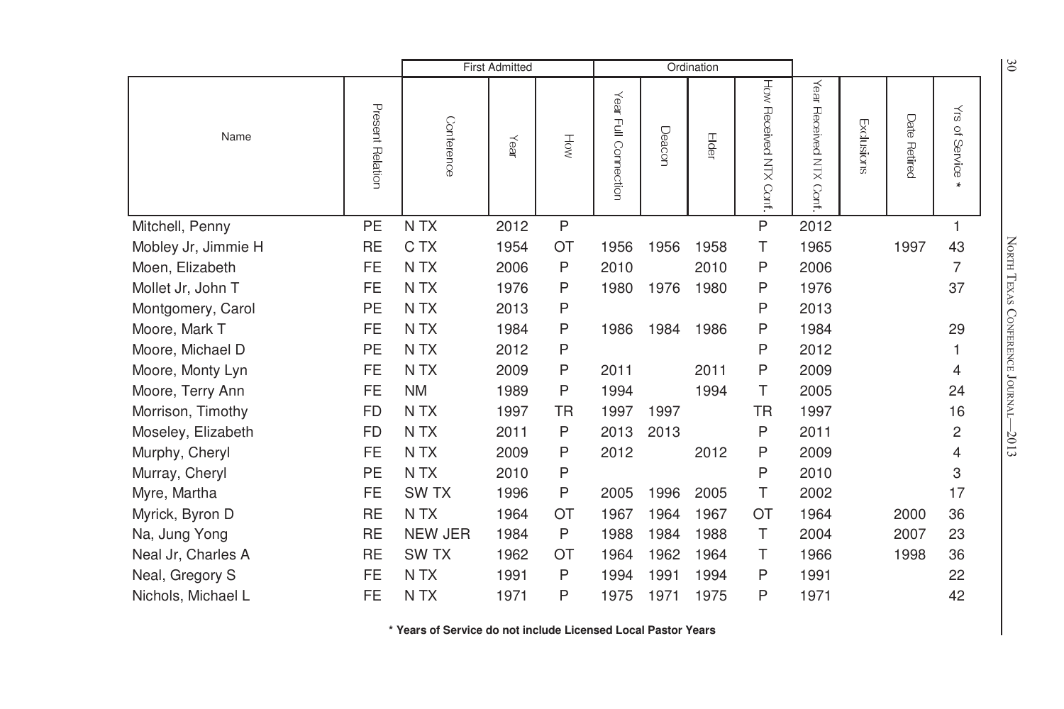| Name | Present Relation | First Admitted | | | Ordination | | | | | | | |
|---|---|---|---|---|---|---|---|---|---|---|---|---|
| | | Conference | Year | How | Year Full Connection | Deacon | Elder | How Received NTX Conf. | Year Received NTX Conf. | Exclusions | Date Retired | Yrs of Service * |
| Mitchell, Penny | PE | N TX | 2012 | P | | | | P | 2012 | | | 1 |
| Mobley Jr, Jimmie H | RE | C TX | 1954 | OT | 1956 | 1956 | 1958 | T | 1965 | | 1997 | 43 |
| Moen, Elizabeth | FE | N TX | 2006 | P | 2010 | | 2010 | P | 2006 | | | 7 |
| Mollet Jr, John T | FE | N TX | 1976 | P | 1980 | 1976 | 1980 | P | 1976 | | | 37 |
| Montgomery, Carol | PE | N TX | 2013 | P | | | | P | 2013 | | | |
| Moore, Mark T | FE | N TX | 1984 | P | 1986 | 1984 | 1986 | P | 1984 | | | 29 |
| Moore, Michael D | PE | N TX | 2012 | P | | | | P | 2012 | | | 1 |
| Moore, Monty Lyn | FE | N TX | 2009 | P | 2011 | | 2011 | P | 2009 | | | 4 |
| Moore, Terry Ann | FE | NM | 1989 | P | 1994 | | 1994 | T | 2005 | | | 24 |
| Morrison, Timothy | FD | N TX | 1997 | TR | 1997 | 1997 | | TR | 1997 | | | 16 |
| Moseley, Elizabeth | FD | N TX | 2011 | P | 2013 | 2013 | | P | 2011 | | | 2 |
| Murphy, Cheryl | FE | N TX | 2009 | P | 2012 | | 2012 | P | 2009 | | | 4 |
| Murray, Cheryl | PE | N TX | 2010 | P | | | | P | 2010 | | | 3 |
| Myre, Martha | FE | SW TX | 1996 | P | 2005 | 1996 | 2005 | T | 2002 | | | 17 |
| Myrick, Byron D | RE | N TX | 1964 | OT | 1967 | 1964 | 1967 | OT | 1964 | | 2000 | 36 |
| Na, Jung Yong | RE | NEW JER | 1984 | P | 1988 | 1984 | 1988 | T | 2004 | | 2007 | 23 |
| Neal Jr, Charles A | RE | SW TX | 1962 | OT | 1964 | 1962 | 1964 | T | 1966 | | 1998 | 36 |
| Neal, Gregory S | FE | N TX | 1991 | P | 1994 | 1991 | 1994 | P | 1991 | | | 22 |
| Nichols, Michael L | FE | N TX | 1971 | P | 1975 | 1971 | 1975 | P | 1971 | | | 42 |

**\* Years of Service do not include Licensed Local Pastor Years**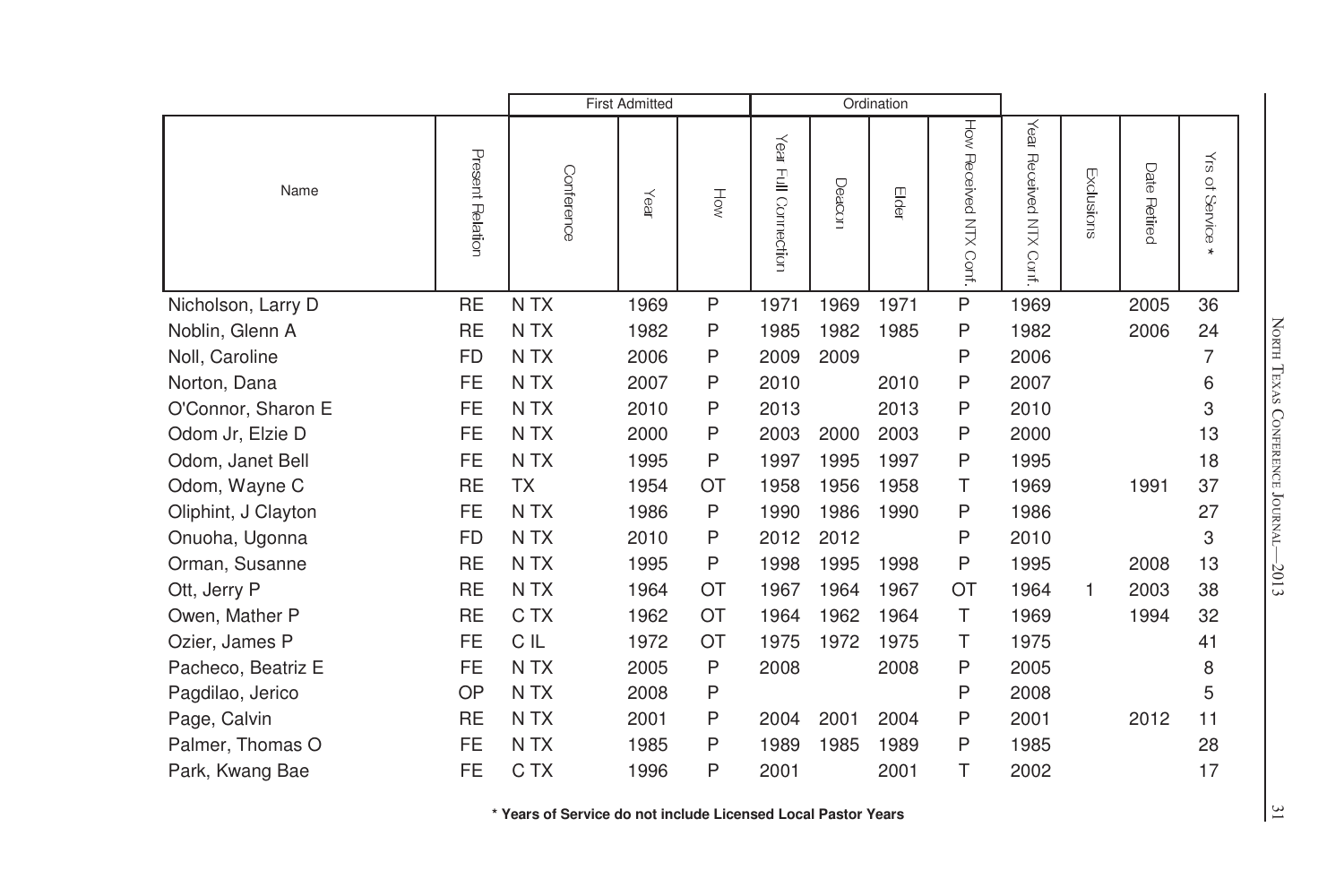| | | First Admitted | | | Ordination | | | | | | | |
|---|---|---|---|---|---|---|---|---|---|---|---|---|
| Name | Present Relation | Conference | Year | How | Year Full Connection | Deacon | Elder | How Received NTX Conf. | Year Received NTX Conf. | Exclusions | Date Retired | Yrs of Service * |
| Nicholson, Larry D | RE | N TX | 1969 | P | 1971 | 1969 | 1971 | P | 1969 | | 2005 | 36 |
| Noblin, Glenn A | RE | N TX | 1982 | P | 1985 | 1982 | 1985 | P | 1982 | | 2006 | 24 |
| Noll, Caroline | FD | N TX | 2006 | P | 2009 | 2009 | | P | 2006 | | | 7 |
| Norton, Dana | FE | N TX | 2007 | P | 2010 | | 2010 | P | 2007 | | | 6 |
| O'Connor, Sharon E | FE | N TX | 2010 | P | 2013 | | 2013 | P | 2010 | | | 3 |
| Odom Jr, Elzie D | FE | N TX | 2000 | P | 2003 | 2000 | 2003 | P | 2000 | | | 13 |
| Odom, Janet Bell | FE | N TX | 1995 | P | 1997 | 1995 | 1997 | P | 1995 | | | 18 |
| Odom, Wayne C | RE | TX | 1954 | OT | 1958 | 1956 | 1958 | T | 1969 | | 1991 | 37 |
| Oliphint, J Clayton | FE | N TX | 1986 | P | 1990 | 1986 | 1990 | P | 1986 | | | 27 |
| Onuoha, Ugonna | FD | N TX | 2010 | P | 2012 | 2012 | | P | 2010 | | | 3 |
| Orman, Susanne | RE | N TX | 1995 | P | 1998 | 1995 | 1998 | P | 1995 | | 2008 | 13 |
| Ott, Jerry P | RE | N TX | 1964 | OT | 1967 | 1964 | 1967 | OT | 1964 | 1 | 2003 | 38 |
| Owen, Mather P | RE | C TX | 1962 | OT | 1964 | 1962 | 1964 | T | 1969 | | 1994 | 32 |
| Ozier, James P | FE | C IL | 1972 | OT | 1975 | 1972 | 1975 | T | 1975 | | | 41 |
| Pacheco, Beatriz E | FE | N TX | 2005 | P | 2008 | | 2008 | P | 2005 | | | 8 |
| Pagdilao, Jerico | OP | N TX | 2008 | P | | | | P | 2008 | | | 5 |
| Page, Calvin | RE | N TX | 2001 | P | 2004 | 2001 | 2004 | P | 2001 | | 2012 | 11 |
| Palmer, Thomas O | FE | N TX | 1985 | P | 1989 | 1985 | 1989 | P | 1985 | | | 28 |
| Park, Kwang Bae | FE | C TX | 1996 | P | 2001 | | 2001 | T | 2002 | | | 17 |

**\* Years of Service do not include Licensed Local Pastor Years**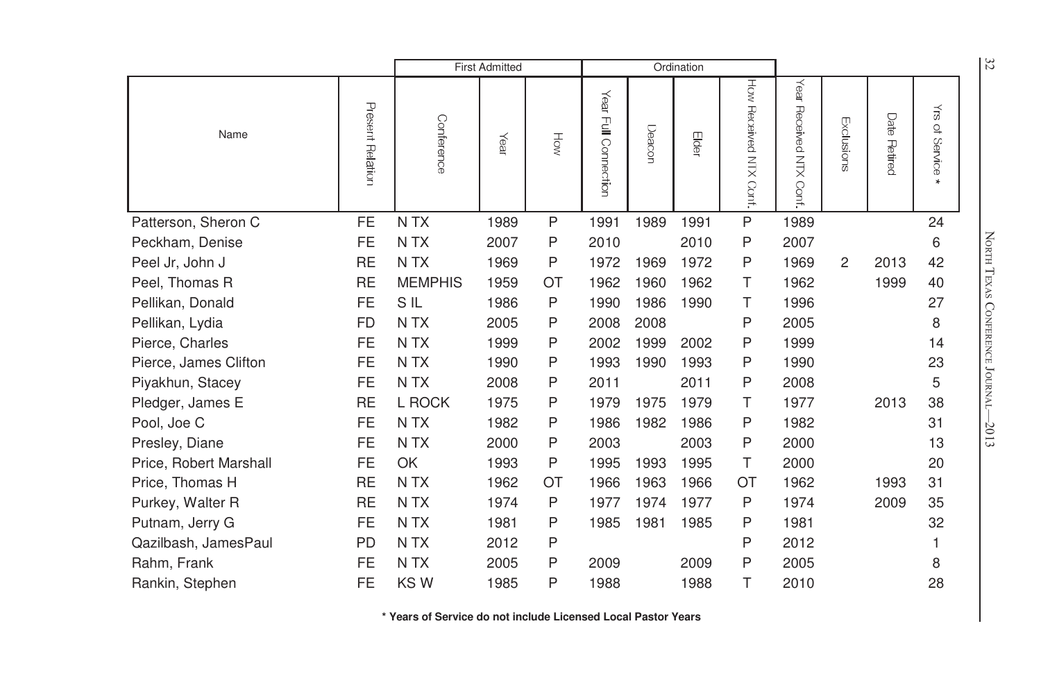| Name | Present Relation | First Admitted | | | Ordination | | | | Year Received NTX Conf. | Exclusions | Date Retired | Yrs of Service * |
|---|---|---|---|---|---|---|---|---|---|---|---|---|
| | | Conference | Year | How | Year Full Connection | Deacon | Elder | How Received NTX Conf. | | | | |
| Patterson, Sheron C | FE | N TX | 1989 | P | 1991 | 1989 | 1991 | P | 1989 | | | 24 |
| Peckham, Denise | FE | N TX | 2007 | P | 2010 | | 2010 | P | 2007 | | | 6 |
| Peel Jr, John J | RE | N TX | 1969 | P | 1972 | 1969 | 1972 | P | 1969 | 2 | 2013 | 42 |
| Peel, Thomas R | RE | MEMPHIS | 1959 | OT | 1962 | 1960 | 1962 | T | 1962 | | 1999 | 40 |
| Pellikan, Donald | FE | S IL | 1986 | P | 1990 | 1986 | 1990 | T | 1996 | | | 27 |
| Pellikan, Lydia | FD | N TX | 2005 | P | 2008 | 2008 | | P | 2005 | | | 8 |
| Pierce, Charles | FE | N TX | 1999 | P | 2002 | 1999 | 2002 | P | 1999 | | | 14 |
| Pierce, James Clifton | FE | N TX | 1990 | P | 1993 | 1990 | 1993 | P | 1990 | | | 23 |
| Piyakhun, Stacey | FE | N TX | 2008 | P | 2011 | | 2011 | P | 2008 | | | 5 |
| Pledger, James E | RE | L ROCK | 1975 | P | 1979 | 1975 | 1979 | T | 1977 | | 2013 | 38 |
| Pool, Joe C | FE | N TX | 1982 | P | 1986 | 1982 | 1986 | P | 1982 | | | 31 |
| Presley, Diane | FE | N TX | 2000 | P | 2003 | | 2003 | P | 2000 | | | 13 |
| Price, Robert Marshall | FE | OK | 1993 | P | 1995 | 1993 | 1995 | T | 2000 | | | 20 |
| Price, Thomas H | RE | N TX | 1962 | OT | 1966 | 1963 | 1966 | OT | 1962 | | 1993 | 31 |
| Purkey, Walter R | RE | N TX | 1974 | P | 1977 | 1974 | 1977 | P | 1974 | | 2009 | 35 |
| Putnam, Jerry G | FE | N TX | 1981 | P | 1985 | 1981 | 1985 | P | 1981 | | | 32 |
| Qazilbash, JamesPaul | PD | N TX | 2012 | P | | | | P | 2012 | | | 1 |
| Rahm, Frank | FE | N TX | 2005 | P | 2009 | | 2009 | P | 2005 | | | 8 |
| Rankin, Stephen | FE | KS W | 1985 | P | 1988 | | 1988 | T | 2010 | | | 28 |

**\* Years of Service do not include Licensed Local Pastor Years**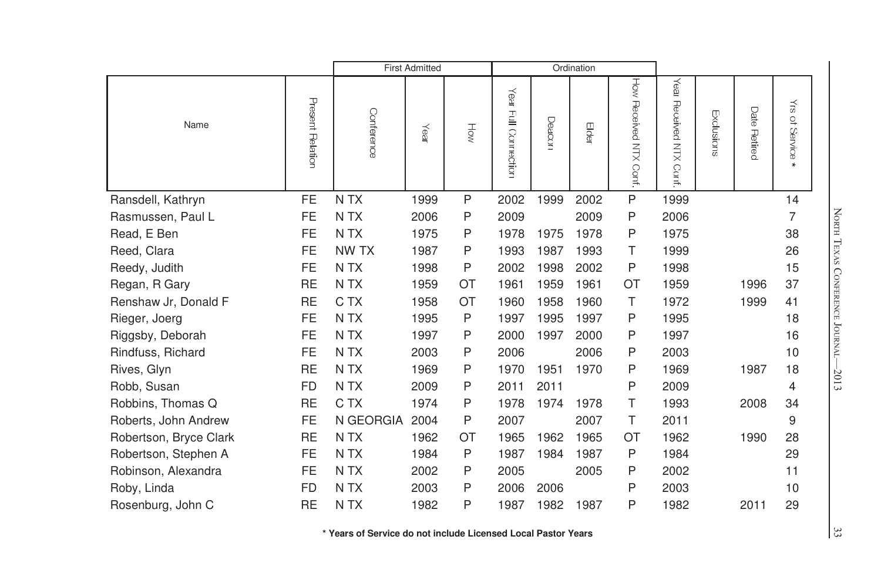| Name | Present Relation | First Admitted | | | Ordination | | | | | | | |
|---|---|---|---|---|---|---|---|---|---|---|---|---|
| | | Conference | Year | How | Year Full Connection | Deacon | Elder | How Received NTX Conf. | Year Received NTX Conf. | Exclusions | Date Retired | Yrs of Service * |
| Ransdell, Kathryn | FE | N TX | 1999 | P | 2002 | 1999 | 2002 | P | 1999 | | | 14 |
| Rasmussen, Paul L | FE | N TX | 2006 | P | 2009 | | 2009 | P | 2006 | | | 7 |
| Read, E Ben | FE | N TX | 1975 | P | 1978 | 1975 | 1978 | P | 1975 | | | 38 |
| Reed, Clara | FE | NW TX | 1987 | P | 1993 | 1987 | 1993 | T | 1999 | | | 26 |
| Reedy, Judith | FE | N TX | 1998 | P | 2002 | 1998 | 2002 | P | 1998 | | | 15 |
| Regan, R Gary | RE | N TX | 1959 | OT | 1961 | 1959 | 1961 | OT | 1959 | | 1996 | 37 |
| Renshaw Jr, Donald F | RE | C TX | 1958 | OT | 1960 | 1958 | 1960 | T | 1972 | | 1999 | 41 |
| Rieger, Joerg | FE | N TX | 1995 | P | 1997 | 1995 | 1997 | P | 1995 | | | 18 |
| Riggsby, Deborah | FE | N TX | 1997 | P | 2000 | 1997 | 2000 | P | 1997 | | | 16 |
| Rindfuss, Richard | FE | N TX | 2003 | P | 2006 | | 2006 | P | 2003 | | | 10 |
| Rives, Glyn | RE | N TX | 1969 | P | 1970 | 1951 | 1970 | P | 1969 | | 1987 | 18 |
| Robb, Susan | FD | N TX | 2009 | P | 2011 | 2011 | | P | 2009 | | | 4 |
| Robbins, Thomas Q | RE | C TX | 1974 | P | 1978 | 1974 | 1978 | T | 1993 | | 2008 | 34 |
| Roberts, John Andrew | FE | N GEORGIA | 2004 | P | 2007 | | 2007 | T | 2011 | | | 9 |
| Robertson, Bryce Clark | RE | N TX | 1962 | OT | 1965 | 1962 | 1965 | OT | 1962 | | 1990 | 28 |
| Robertson, Stephen A | FE | N TX | 1984 | P | 1987 | 1984 | 1987 | P | 1984 | | | 29 |
| Robinson, Alexandra | FE | N TX | 2002 | P | 2005 | | 2005 | P | 2002 | | | 11 |
| Roby, Linda | FD | N TX | 2003 | P | 2006 | 2006 | | P | 2003 | | | 10 |
| Rosenburg, John C | RE | N TX | 1982 | P | 1987 | 1982 | 1987 | P | 1982 | | 2011 | 29 |

**\* Years of Service do not include Licensed Local Pastor Years**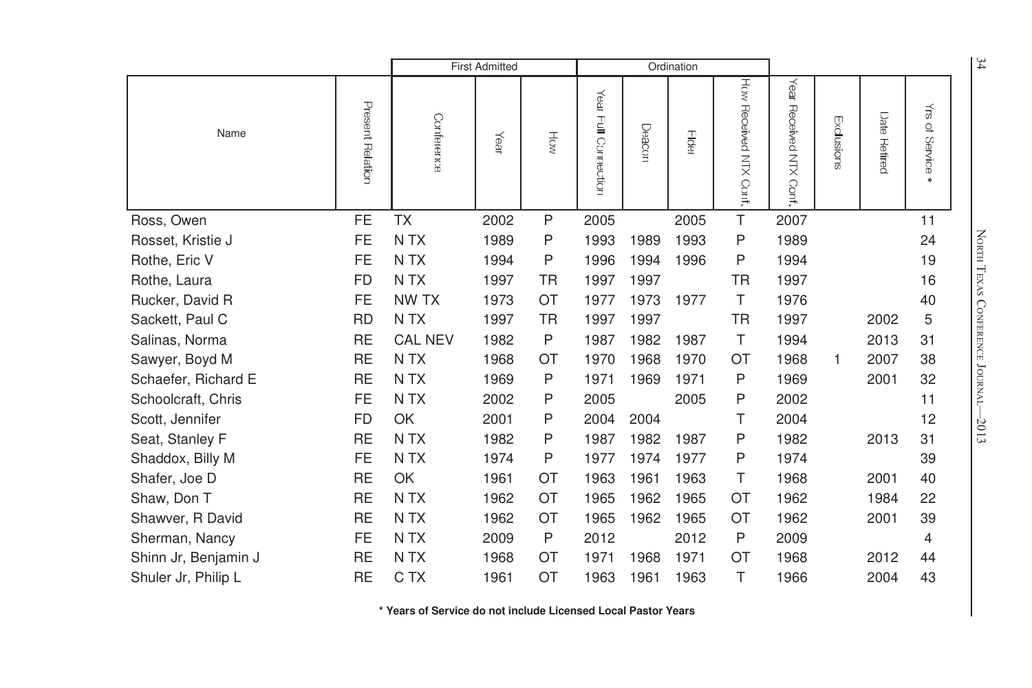| Name | Present Relation | First Admitted | | | Ordination | | | | | | | |
|---|---|---|---|---|---|---|---|---|---|---|---|---|
| | | Conference | Year | How | Year Full Connection | Deacon | Elder | How Received NTX Conf. | Year Received NTX Conf. | Exclusions | Date Retired | Yrs of Service * |
| Ross, Owen | FE | TX | 2002 | P | 2005 | | 2005 | T | 2007 | | | 11 |
| Rosset, Kristie J | FE | N TX | 1989 | P | 1993 | 1989 | 1993 | P | 1989 | | | 24 |
| Rothe, Eric V | FE | N TX | 1994 | P | 1996 | 1994 | 1996 | P | 1994 | | | 19 |
| Rothe, Laura | FD | N TX | 1997 | TR | 1997 | 1997 | | TR | 1997 | | | 16 |
| Rucker, David R | FE | NW TX | 1973 | OT | 1977 | 1973 | 1977 | T | 1976 | | | 40 |
| Sackett, Paul C | RD | N TX | 1997 | TR | 1997 | 1997 | | TR | 1997 | | 2002 | 5 |
| Salinas, Norma | RE | CAL NEV | 1982 | P | 1987 | 1982 | 1987 | T | 1994 | | 2013 | 31 |
| Sawyer, Boyd M | RE | N TX | 1968 | OT | 1970 | 1968 | 1970 | OT | 1968 | 1 | 2007 | 38 |
| Schaefer, Richard E | RE | N TX | 1969 | P | 1971 | 1969 | 1971 | P | 1969 | | 2001 | 32 |
| Schoolcraft, Chris | FE | N TX | 2002 | P | 2005 | | 2005 | P | 2002 | | | 11 |
| Scott, Jennifer | FD | OK | 2001 | P | 2004 | 2004 | | T | 2004 | | | 12 |
| Seat, Stanley F | RE | N TX | 1982 | P | 1987 | 1982 | 1987 | P | 1982 | | 2013 | 31 |
| Shaddox, Billy M | FE | N TX | 1974 | P | 1977 | 1974 | 1977 | P | 1974 | | | 39 |
| Shafer, Joe D | RE | OK | 1961 | OT | 1963 | 1961 | 1963 | T | 1968 | | 2001 | 40 |
| Shaw, Don T | RE | N TX | 1962 | OT | 1965 | 1962 | 1965 | OT | 1962 | | 1984 | 22 |
| Shawver, R David | RE | N TX | 1962 | OT | 1965 | 1962 | 1965 | OT | 1962 | | 2001 | 39 |
| Sherman, Nancy | FE | N TX | 2009 | P | 2012 | | 2012 | P | 2009 | | | 4 |
| Shinn Jr, Benjamin J | RE | N TX | 1968 | OT | 1971 | 1968 | 1971 | OT | 1968 | | 2012 | 44 |
| Shuler Jr, Philip L | RE | C TX | 1961 | OT | 1963 | 1961 | 1963 | T | 1966 | | 2004 | 43 |

**\* Years of Service do not include Licensed Local Pastor Years**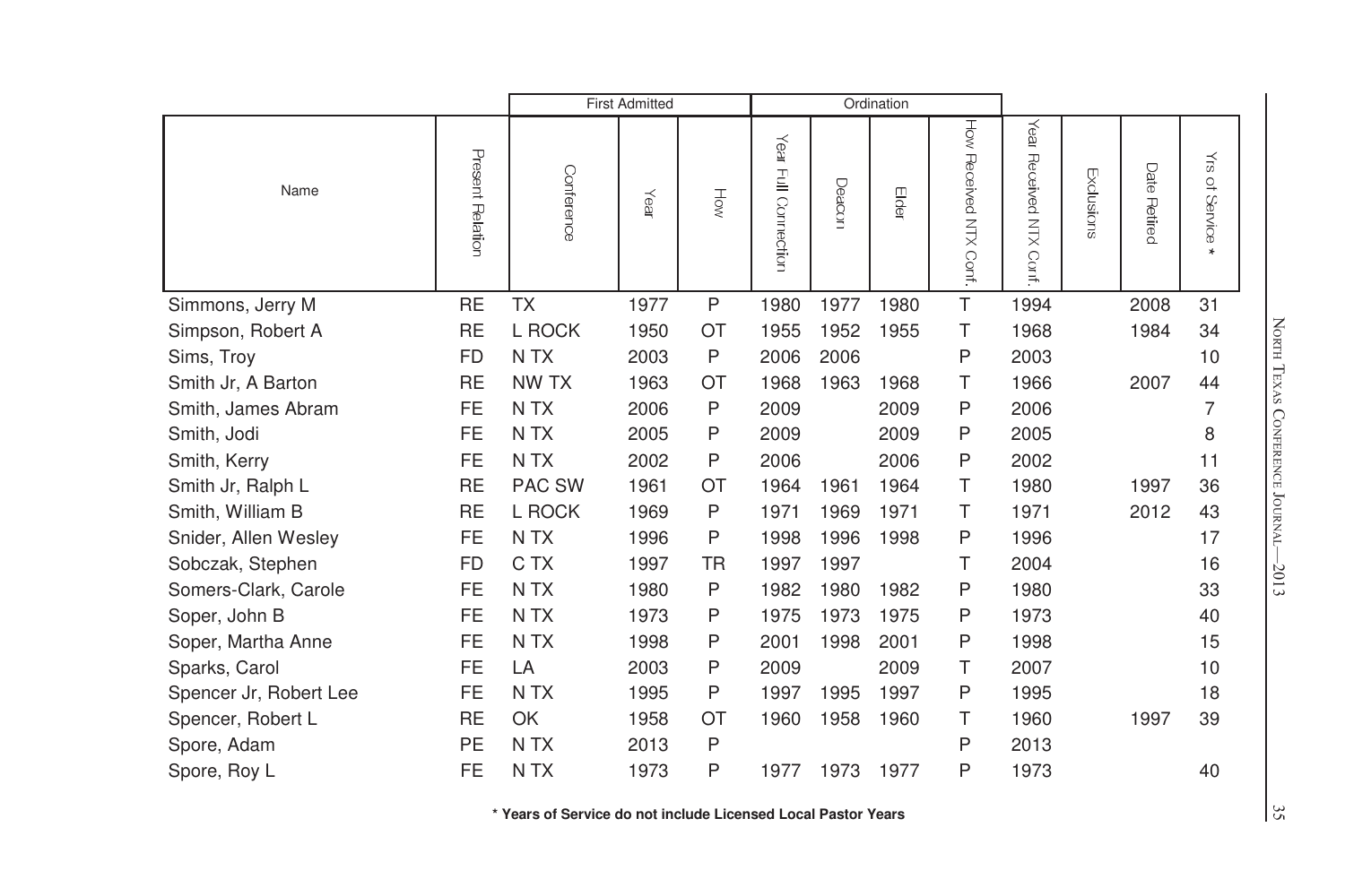| Name | Present Relation | First Admitted | | | Ordination | | | | | | | |
|---|---|---|---|---|---|---|---|---|---|---|---|---|
| | | Conference | Year | How | Year Full Connection | Deacon | Elder | How Received NTX Conf. | Year Received NTX Conf. | Exclusions | Date Retired | Yrs of Service * |
| Simmons, Jerry M | RE | TX | 1977 | P | 1980 | 1977 | 1980 | T | 1994 | | 2008 | 31 |
| Simpson, Robert A | RE | L ROCK | 1950 | OT | 1955 | 1952 | 1955 | T | 1968 | | 1984 | 34 |
| Sims, Troy | FD | N TX | 2003 | P | 2006 | 2006 | | P | 2003 | | | 10 |
| Smith Jr, A Barton | RE | NW TX | 1963 | OT | 1968 | 1963 | 1968 | T | 1966 | | 2007 | 44 |
| Smith, James Abram | FE | N TX | 2006 | P | 2009 | | 2009 | P | 2006 | | | 7 |
| Smith, Jodi | FE | N TX | 2005 | P | 2009 | | 2009 | P | 2005 | | | 8 |
| Smith, Kerry | FE | N TX | 2002 | P | 2006 | | 2006 | P | 2002 | | | 11 |
| Smith Jr, Ralph L | RE | PAC SW | 1961 | OT | 1964 | 1961 | 1964 | T | 1980 | | 1997 | 36 |
| Smith, William B | RE | L ROCK | 1969 | P | 1971 | 1969 | 1971 | T | 1971 | | 2012 | 43 |
| Snider, Allen Wesley | FE | N TX | 1996 | P | 1998 | 1996 | 1998 | P | 1996 | | | 17 |
| Sobczak, Stephen | FD | C TX | 1997 | TR | 1997 | 1997 | | T | 2004 | | | 16 |
| Somers-Clark, Carole | FE | N TX | 1980 | P | 1982 | 1980 | 1982 | P | 1980 | | | 33 |
| Soper, John B | FE | N TX | 1973 | P | 1975 | 1973 | 1975 | P | 1973 | | | 40 |
| Soper, Martha Anne | FE | N TX | 1998 | P | 2001 | 1998 | 2001 | P | 1998 | | | 15 |
| Sparks, Carol | FE | LA | 2003 | P | 2009 | | 2009 | T | 2007 | | | 10 |
| Spencer Jr, Robert Lee | FE | N TX | 1995 | P | 1997 | 1995 | 1997 | P | 1995 | | | 18 |
| Spencer, Robert L | RE | OK | 1958 | OT | 1960 | 1958 | 1960 | T | 1960 | | 1997 | 39 |
| Spore, Adam | PE | N TX | 2013 | P | | | | P | 2013 | | | |
| Spore, Roy L | FE | N TX | 1973 | P | 1977 | 1973 | 1977 | P | 1973 | | | 40 |

**\* Years of Service do not include Licensed Local Pastor Years**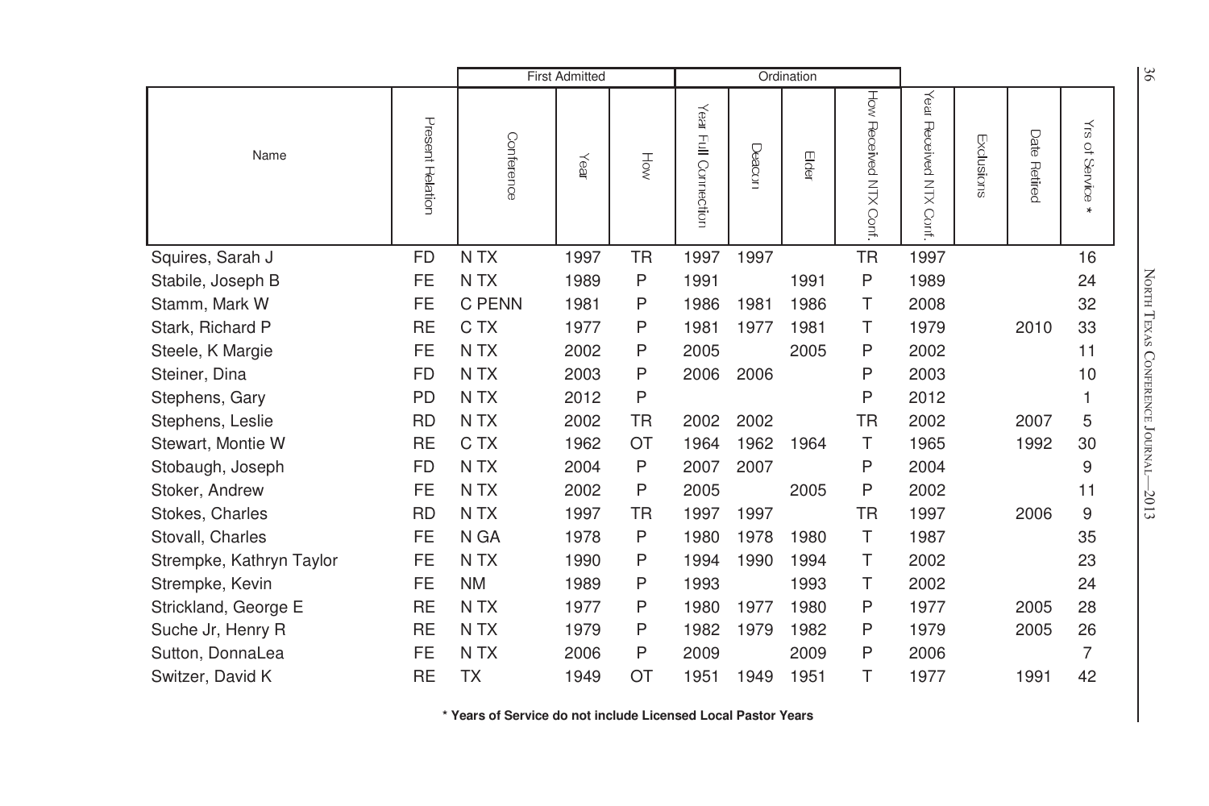| Name | Present Relation | First Admitted | | | Ordination | | | | | | | |
|---|---|---|---|---|---|---|---|---|---|---|---|---|
| | | Conference | Year | How | Year Full Connection | Deacon | Elder | How Received N TX Conf. | Year Received N TX Conf. | Exclusions | Date Retired | Yrs of Service * |
| Squires, Sarah J | FD | N TX | 1997 | TR | 1997 | 1997 | | TR | 1997 | | | 16 |
| Stabile, Joseph B | FE | N TX | 1989 | P | 1991 | | 1991 | P | 1989 | | | 24 |
| Stamm, Mark W | FE | C PENN | 1981 | P | 1986 | 1981 | 1986 | T | 2008 | | | 32 |
| Stark, Richard P | RE | C TX | 1977 | P | 1981 | 1977 | 1981 | T | 1979 | | 2010 | 33 |
| Steele, K Margie | FE | N TX | 2002 | P | 2005 | | 2005 | P | 2002 | | | 11 |
| Steiner, Dina | FD | N TX | 2003 | P | 2006 | 2006 | | P | 2003 | | | 10 |
| Stephens, Gary | PD | N TX | 2012 | P | | | | P | 2012 | | | 1 |
| Stephens, Leslie | RD | N TX | 2002 | TR | 2002 | 2002 | | TR | 2002 | | 2007 | 5 |
| Stewart, Montie W | RE | C TX | 1962 | OT | 1964 | 1962 | 1964 | T | 1965 | | 1992 | 30 |
| Stobaugh, Joseph | FD | N TX | 2004 | P | 2007 | 2007 | | P | 2004 | | | 9 |
| Stoker, Andrew | FE | N TX | 2002 | P | 2005 | | 2005 | P | 2002 | | | 11 |
| Stokes, Charles | RD | N TX | 1997 | TR | 1997 | 1997 | | TR | 1997 | | 2006 | 9 |
| Stovall, Charles | FE | N GA | 1978 | P | 1980 | 1978 | 1980 | T | 1987 | | | 35 |
| Strempke, Kathryn Taylor | FE | N TX | 1990 | P | 1994 | 1990 | 1994 | T | 2002 | | | 23 |
| Strempke, Kevin | FE | NM | 1989 | P | 1993 | | 1993 | T | 2002 | | | 24 |
| Strickland, George E | RE | N TX | 1977 | P | 1980 | 1977 | 1980 | P | 1977 | | 2005 | 28 |
| Suche Jr, Henry R | RE | N TX | 1979 | P | 1982 | 1979 | 1982 | P | 1979 | | 2005 | 26 |
| Sutton, DonnaLea | FE | N TX | 2006 | P | 2009 | | 2009 | P | 2006 | | | 7 |
| Switzer, David K | RE | TX | 1949 | OT | 1951 | 1949 | 1951 | T | 1977 | | 1991 | 42 |

**\* Years of Service do not include Licensed Local Pastor Years**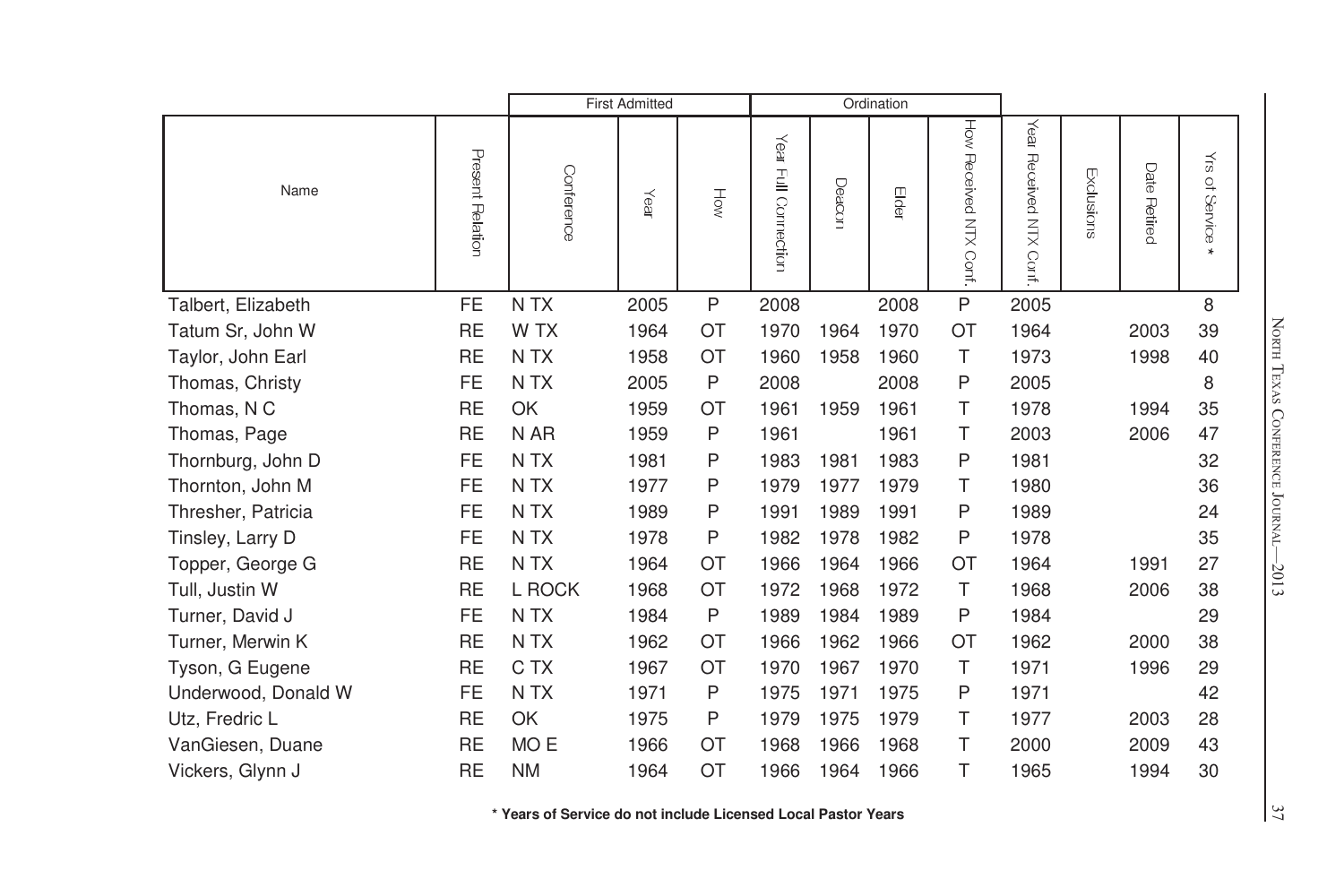| Name | Present Relation | First Admitted | | | Ordination | | | | | | | |
|---|---|---|---|---|---|---|---|---|---|---|---|---|
| | | Conference | Year | How | Year Full Connection | Deacon | Elder | How Received NTX Conf. | Year Received NTX Conf. | Exclusions | Date Retired | Yrs of Service * |
| Talbert, Elizabeth | FE | N TX | 2005 | P | 2008 | | 2008 | P | 2005 | | | 8 |
| Tatum Sr, John W | RE | W TX | 1964 | OT | 1970 | 1964 | 1970 | OT | 1964 | | 2003 | 39 |
| Taylor, John Earl | RE | N TX | 1958 | OT | 1960 | 1958 | 1960 | T | 1973 | | 1998 | 40 |
| Thomas, Christy | FE | N TX | 2005 | P | 2008 | | 2008 | P | 2005 | | | 8 |
| Thomas, N C | RE | OK | 1959 | OT | 1961 | 1959 | 1961 | T | 1978 | | 1994 | 35 |
| Thomas, Page | RE | N AR | 1959 | P | 1961 | | 1961 | T | 2003 | | 2006 | 47 |
| Thornburg, John D | FE | N TX | 1981 | P | 1983 | 1981 | 1983 | P | 1981 | | | 32 |
| Thornton, John M | FE | N TX | 1977 | P | 1979 | 1977 | 1979 | T | 1980 | | | 36 |
| Thresher, Patricia | FE | N TX | 1989 | P | 1991 | 1989 | 1991 | P | 1989 | | | 24 |
| Tinsley, Larry D | FE | N TX | 1978 | P | 1982 | 1978 | 1982 | P | 1978 | | | 35 |
| Topper, George G | RE | N TX | 1964 | OT | 1966 | 1964 | 1966 | OT | 1964 | | 1991 | 27 |
| Tull, Justin W | RE | L ROCK | 1968 | OT | 1972 | 1968 | 1972 | T | 1968 | | 2006 | 38 |
| Turner, David J | FE | N TX | 1984 | P | 1989 | 1984 | 1989 | P | 1984 | | | 29 |
| Turner, Merwin K | RE | N TX | 1962 | OT | 1966 | 1962 | 1966 | OT | 1962 | | 2000 | 38 |
| Tyson, G Eugene | RE | C TX | 1967 | OT | 1970 | 1967 | 1970 | T | 1971 | | 1996 | 29 |
| Underwood, Donald W | FE | N TX | 1971 | P | 1975 | 1971 | 1975 | P | 1971 | | | 42 |
| Utz, Fredric L | RE | OK | 1975 | P | 1979 | 1975 | 1979 | T | 1977 | | 2003 | 28 |
| VanGiesen, Duane | RE | MO E | 1966 | OT | 1968 | 1966 | 1968 | T | 2000 | | 2009 | 43 |
| Vickers, Glynn J | RE | NM | 1964 | OT | 1966 | 1964 | 1966 | T | 1965 | | 1994 | 30 |

**\* Years of Service do not include Licensed Local Pastor Years**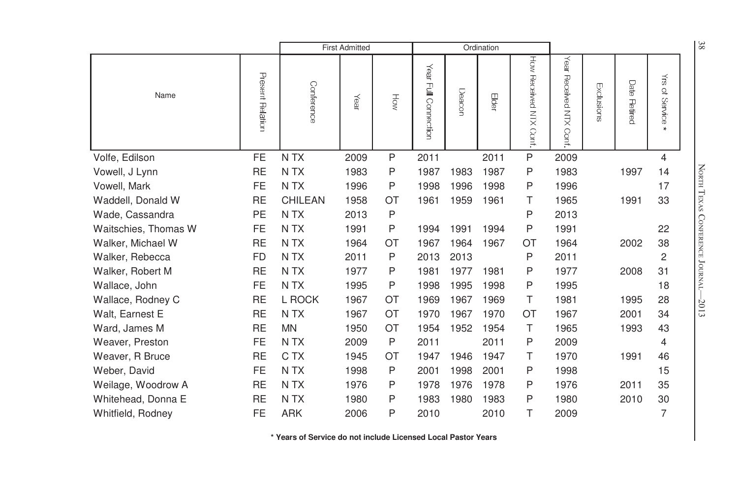| Name | Present Relation | First Admitted | | | Ordination | | | | | | | |
|---|---|---|---|---|---|---|---|---|---|---|---|---|
| | | Conference | Year | How | Year Full Connection | Deacon | Elder | How Received NTX Conf. | Year Received NTX Conf. | Exclusions | Date Retired | Yrs of Service * |
| Volfe, Edilson | FE | N TX | 2009 | P | 2011 | | 2011 | P | 2009 | | | 4 |
| Vowell, J Lynn | RE | N TX | 1983 | P | 1987 | 1983 | 1987 | P | 1983 | | 1997 | 14 |
| Vowell, Mark | FE | N TX | 1996 | P | 1998 | 1996 | 1998 | P | 1996 | | | 17 |
| Waddell, Donald W | RE | CHILEAN | 1958 | OT | 1961 | 1959 | 1961 | T | 1965 | | 1991 | 33 |
| Wade, Cassandra | PE | N TX | 2013 | P | | | | P | 2013 | | | |
| Waitschies, Thomas W | FE | N TX | 1991 | P | 1994 | 1991 | 1994 | P | 1991 | | | 22 |
| Walker, Michael W | RE | N TX | 1964 | OT | 1967 | 1964 | 1967 | OT | 1964 | | 2002 | 38 |
| Walker, Rebecca | FD | N TX | 2011 | P | 2013 | 2013 | | P | 2011 | | | 2 |
| Walker, Robert M | RE | N TX | 1977 | P | 1981 | 1977 | 1981 | P | 1977 | | 2008 | 31 |
| Wallace, John | FE | N TX | 1995 | P | 1998 | 1995 | 1998 | P | 1995 | | | 18 |
| Wallace, Rodney C | RE | L ROCK | 1967 | OT | 1969 | 1967 | 1969 | T | 1981 | | 1995 | 28 |
| Walt, Earnest E | RE | N TX | 1967 | OT | 1970 | 1967 | 1970 | OT | 1967 | | 2001 | 34 |
| Ward, James M | RE | MN | 1950 | OT | 1954 | 1952 | 1954 | T | 1965 | | 1993 | 43 |
| Weaver, Preston | FE | N TX | 2009 | P | 2011 | | 2011 | P | 2009 | | | 4 |
| Weaver, R Bruce | RE | C TX | 1945 | OT | 1947 | 1946 | 1947 | T | 1970 | | 1991 | 46 |
| Weber, David | FE | N TX | 1998 | P | 2001 | 1998 | 2001 | P | 1998 | | | 15 |
| Weilage, Woodrow A | RE | N TX | 1976 | P | 1978 | 1976 | 1978 | P | 1976 | | 2011 | 35 |
| Whitehead, Donna E | RE | N TX | 1980 | P | 1983 | 1980 | 1983 | P | 1980 | | 2010 | 30 |
| Whitfield, Rodney | FE | ARK | 2006 | P | 2010 | | 2010 | T | 2009 | | | 7 |

**\* Years of Service do not include Licensed Local Pastor Years**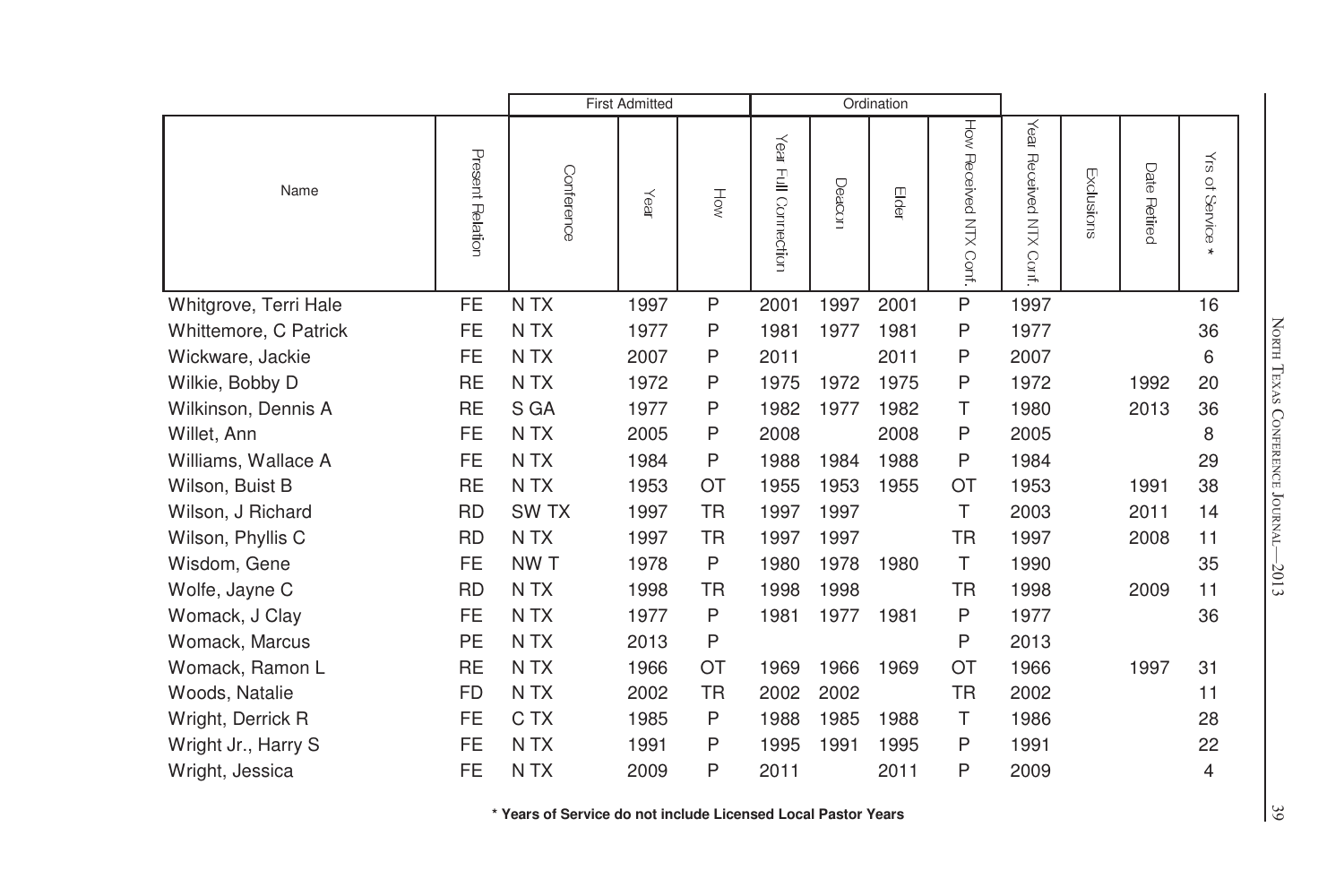| Name | Present Relation | First Admitted | | | Ordination | | | | | | | |
|---|---|---|---|---|---|---|---|---|---|---|---|---|
| | | Conference | Year | How | Year Full Connection | Deacon | Elder | How Received NTX Conf. | Year Received NTX Conf. | Exclusions | Date Retired | Yrs of Service * |
| Whitgrove, Terri Hale | FE | N TX | 1997 | P | 2001 | 1997 | 2001 | P | 1997 | | | 16 |
| Whittemore, C Patrick | FE | N TX | 1977 | P | 1981 | 1977 | 1981 | P | 1977 | | | 36 |
| Wickware, Jackie | FE | N TX | 2007 | P | 2011 | | 2011 | P | 2007 | | | 6 |
| Wilkie, Bobby D | RE | N TX | 1972 | P | 1975 | 1972 | 1975 | P | 1972 | | 1992 | 20 |
| Wilkinson, Dennis A | RE | S GA | 1977 | P | 1982 | 1977 | 1982 | T | 1980 | | 2013 | 36 |
| Willet, Ann | FE | N TX | 2005 | P | 2008 | | 2008 | P | 2005 | | | 8 |
| Williams, Wallace A | FE | N TX | 1984 | P | 1988 | 1984 | 1988 | P | 1984 | | | 29 |
| Wilson, Buist B | RE | N TX | 1953 | OT | 1955 | 1953 | 1955 | OT | 1953 | | 1991 | 38 |
| Wilson, J Richard | RD | SW TX | 1997 | TR | 1997 | 1997 | | T | 2003 | | 2011 | 14 |
| Wilson, Phyllis C | RD | N TX | 1997 | TR | 1997 | 1997 | | TR | 1997 | | 2008 | 11 |
| Wisdom, Gene | FE | NW T | 1978 | P | 1980 | 1978 | 1980 | T | 1990 | | | 35 |
| Wolfe, Jayne C | RD | N TX | 1998 | TR | 1998 | 1998 | | TR | 1998 | | 2009 | 11 |
| Womack, J Clay | FE | N TX | 1977 | P | 1981 | 1977 | 1981 | P | 1977 | | | 36 |
| Womack, Marcus | PE | N TX | 2013 | P | | | | P | 2013 | | | |
| Womack, Ramon L | RE | N TX | 1966 | OT | 1969 | 1966 | 1969 | OT | 1966 | | 1997 | 31 |
| Woods, Natalie | FD | N TX | 2002 | TR | 2002 | 2002 | | TR | 2002 | | | 11 |
| Wright, Derrick R | FE | C TX | 1985 | P | 1988 | 1985 | 1988 | T | 1986 | | | 28 |
| Wright Jr., Harry S | FE | N TX | 1991 | P | 1995 | 1991 | 1995 | P | 1991 | | | 22 |
| Wright, Jessica | FE | N TX | 2009 | P | 2011 | | 2011 | P | 2009 | | | 4 |

**\* Years of Service do not include Licensed Local Pastor Years**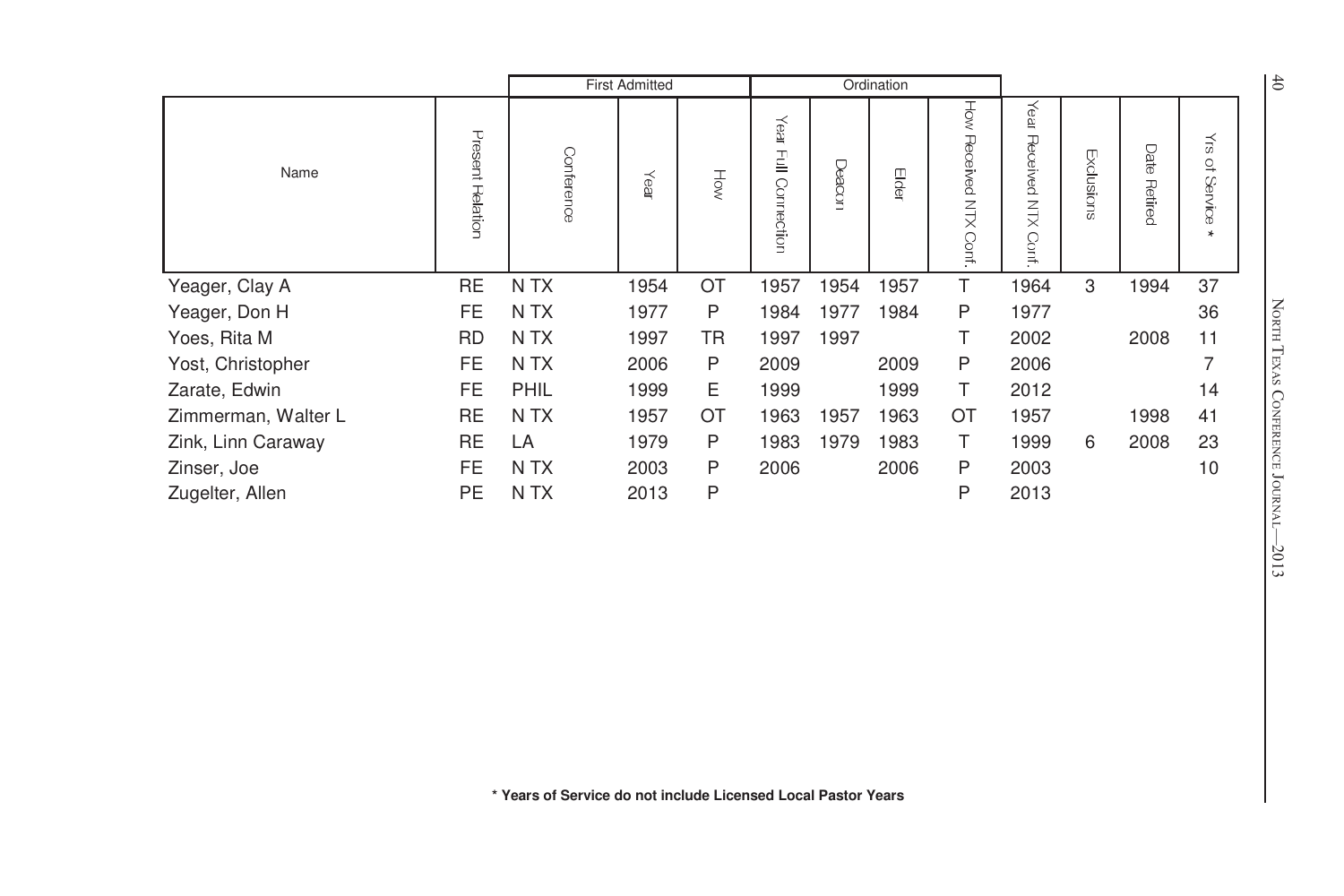| Name | Present Relation | First Admitted | | | Ordination | | | | | | | |
|---|---|---|---|---|---|---|---|---|---|---|---|---|
| | | Conference | Year | How | Year Full Connection | Deacon | Elder | How Received NTX Conf. | Year Received NTX Conf. | Exclusions | Date Retired | Yrs of Service * |
| Yeager, Clay A | RE | N TX | 1954 | OT | 1957 | 1954 | 1957 | T | 1964 | 3 | 1994 | 37 |
| Yeager, Don H | FE | N TX | 1977 | P | 1984 | 1977 | 1984 | P | 1977 | | | 36 |
| Yoes, Rita M | RD | N TX | 1997 | TR | 1997 | 1997 | | T | 2002 | | 2008 | 11 |
| Yost, Christopher | FE | N TX | 2006 | P | 2009 | | 2009 | P | 2006 | | | 7 |
| Zarate, Edwin | FE | PHIL | 1999 | E | 1999 | | 1999 | T | 2012 | | | 14 |
| Zimmerman, Walter L | RE | N TX | 1957 | OT | 1963 | 1957 | 1963 | OT | 1957 | | 1998 | 41 |
| Zink, Linn Caraway | RE | LA | 1979 | P | 1983 | 1979 | 1983 | T | 1999 | 6 | 2008 | 23 |
| Zinser, Joe | FE | N TX | 2003 | P | 2006 | | 2006 | P | 2003 | | | 10 |
| Zugelter, Allen | PE | N TX | 2013 | P | | | | P | 2013 | | | |

**\* Years of Service do not include Licensed Local Pastor Years**